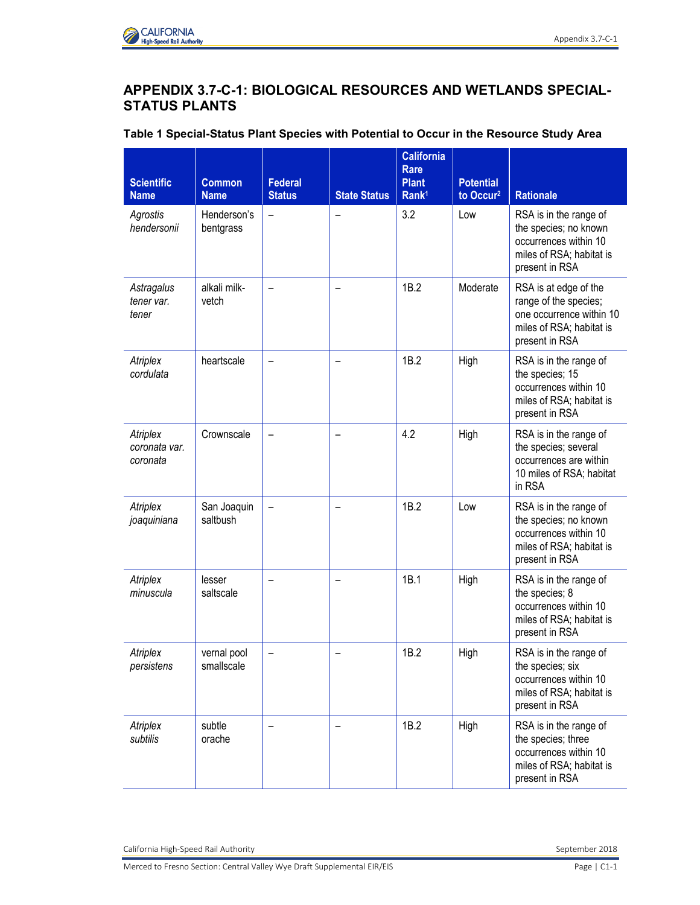# APPENDIX 3.7-C-1: BIOLOGICAL RESOURCES AND WETLANDS SPECIAL-STATUS PLANTS

**Table 1 Special-Status Plant Species with Potential to Occur in the Resource Study Area**

| Scientific Name | Common Name | Federal Status | State Status | California Rare Plant Rank[1] | Potential to Occur[2] | Rationale |
|---|---|---|---|---|---|---|
| *Agrostis hendersonii* | Henderson's bentgrass | – | – | 3.2 | Low | RSA is in the range of the species; no known occurrences within 10 miles of RSA; habitat is present in RSA |
| *Astragalus tener var. tener* | alkali milk-vetch | – | – | 1B.2 | Moderate | RSA is at edge of the range of the species; one occurrence within 10 miles of RSA; habitat is present in RSA |
| *Atriplex cordulata* | heartscale | – | – | 1B.2 | High | RSA is in the range of the species; 15 occurrences within 10 miles of RSA; habitat is present in RSA |
| *Atriplex coronata var. coronata* | Crownscale | – | – | 4.2 | High | RSA is in the range of the species; several occurrences are within 10 miles of RSA; habitat in RSA |
| *Atriplex joaquiniana* | San Joaquin saltbush | – | – | 1B.2 | Low | RSA is in the range of the species; no known occurrences within 10 miles of RSA; habitat is present in RSA |
| *Atriplex minuscula* | lesser saltscale | – | – | 1B.1 | High | RSA is in the range of the species; 8 occurrences within 10 miles of RSA; habitat is present in RSA |
| *Atriplex persistens* | vernal pool smallscale | – | – | 1B.2 | High | RSA is in the range of the species; six occurrences within 10 miles of RSA; habitat is present in RSA |
| *Atriplex subtilis* | subtle orache | – | – | 1B.2 | High | RSA is in the range of the species; three occurrences within 10 miles of RSA; habitat is present in RSA |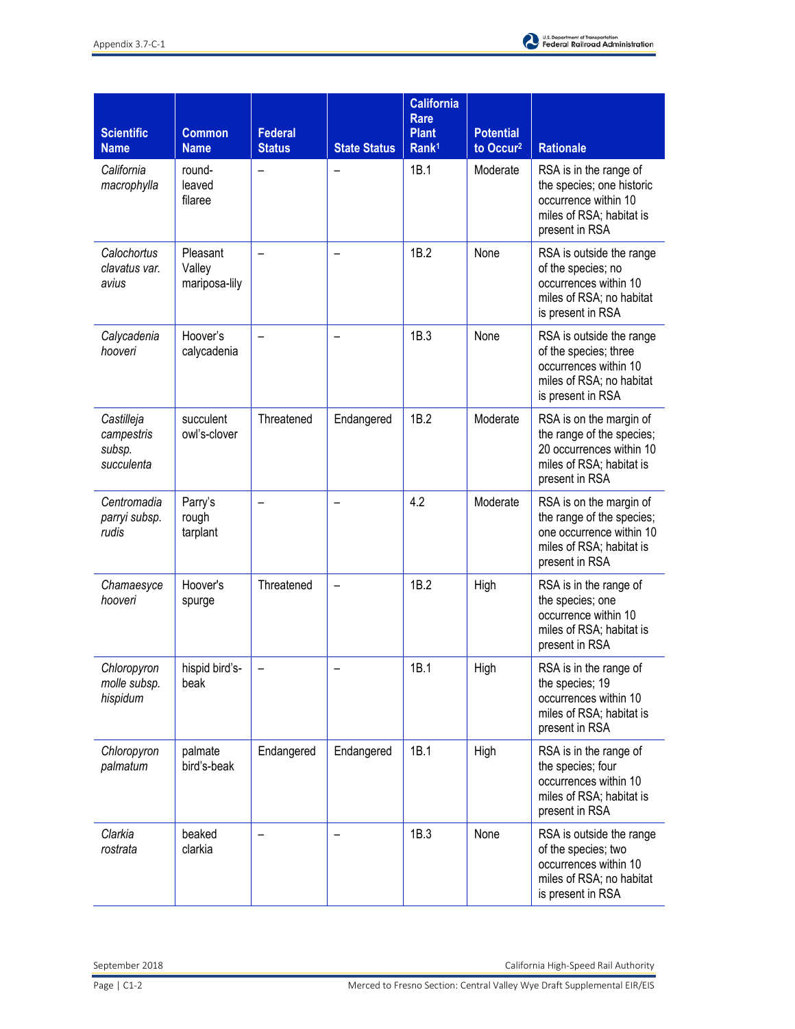| Scientific Name | Common Name | Federal Status | State Status | California Rare Plant Rank[1] | Potential to Occur[2] | Rationale |
|---|---|---|---|---|---|---|
| *California macrophylla* | round-leaved filaree | – | – | 1B.1 | Moderate | RSA is in the range of the species; one historic occurrence within 10 miles of RSA; habitat is present in RSA |
| *Calochortus clavatus var. avius* | Pleasant Valley mariposa-lily | – | – | 1B.2 | None | RSA is outside the range of the species; no occurrences within 10 miles of RSA; no habitat is present in RSA |
| *Calycadenia hooveri* | Hoover's calycadenia | – | – | 1B.3 | None | RSA is outside the range of the species; three occurrences within 10 miles of RSA; no habitat is present in RSA |
| *Castilleja campestris subsp. succulenta* | succulent owl's-clover | Threatened | Endangered | 1B.2 | Moderate | RSA is on the margin of the range of the species; 20 occurrences within 10 miles of RSA; habitat is present in RSA |
| *Centromadia parryi subsp. rudis* | Parry's rough tarplant | – | – | 4.2 | Moderate | RSA is on the margin of the range of the species; one occurrence within 10 miles of RSA; habitat is present in RSA |
| *Chamaesyce hooveri* | Hoover's spurge | Threatened | – | 1B.2 | High | RSA is in the range of the species; one occurrence within 10 miles of RSA; habitat is present in RSA |
| *Chloropyron molle subsp. hispidum* | hispid bird's-beak | – | – | 1B.1 | High | RSA is in the range of the species; 19 occurrences within 10 miles of RSA; habitat is present in RSA |
| *Chloropyron palmatum* | palmate bird's-beak | Endangered | Endangered | 1B.1 | High | RSA is in the range of the species; four occurrences within 10 miles of RSA; habitat is present in RSA |
| *Clarkia rostrata* | beaked clarkia | – | – | 1B.3 | None | RSA is outside the range of the species; two occurrences within 10 miles of RSA; no habitat is present in RSA |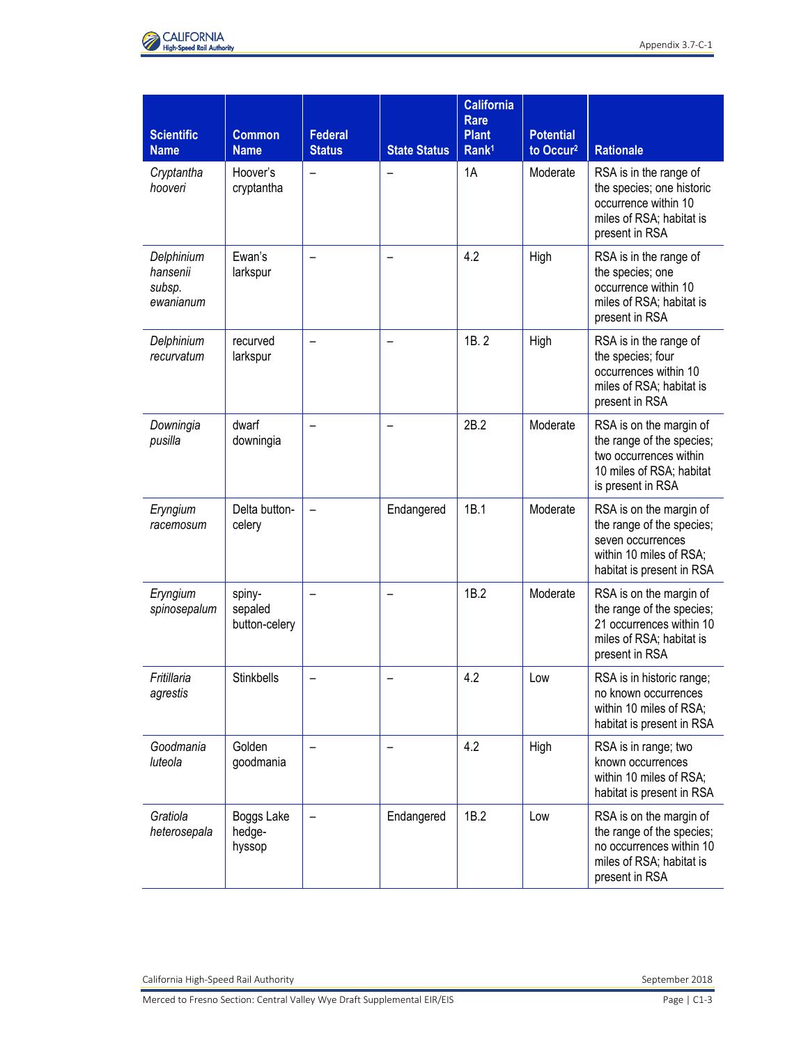| Scientific Name | Common Name | Federal Status | State Status | California Rare Plant Rank[1] | Potential to Occur[2] | Rationale |
|---|---|---|---|---|---|---|
| *Cryptantha hooveri* | Hoover's cryptantha | – | – | 1A | Moderate | RSA is in the range of the species; one historic occurrence within 10 miles of RSA; habitat is present in RSA |
| *Delphinium hansenii subsp. ewanianum* | Ewan's larkspur | – | – | 4.2 | High | RSA is in the range of the species; one occurrence within 10 miles of RSA; habitat is present in RSA |
| *Delphinium recurvatum* | recurved larkspur | – | – | 1B. 2 | High | RSA is in the range of the species; four occurrences within 10 miles of RSA; habitat is present in RSA |
| *Downingia pusilla* | dwarf downingia | – | – | 2B.2 | Moderate | RSA is on the margin of the range of the species; two occurrences within 10 miles of RSA; habitat is present in RSA |
| *Eryngium racemosum* | Delta button-celery | – | Endangered | 1B.1 | Moderate | RSA is on the margin of the range of the species; seven occurrences within 10 miles of RSA; habitat is present in RSA |
| *Eryngium spinosepalum* | spiny-sepaled button-celery | – | – | 1B.2 | Moderate | RSA is on the margin of the range of the species; 21 occurrences within 10 miles of RSA; habitat is present in RSA |
| *Fritillaria agrestis* | Stinkbells | – | – | 4.2 | Low | RSA is in historic range; no known occurrences within 10 miles of RSA; habitat is present in RSA |
| *Goodmania luteola* | Golden goodmania | – | – | 4.2 | High | RSA is in range; two known occurrences within 10 miles of RSA; habitat is present in RSA |
| *Gratiola heterosepala* | Boggs Lake hedge-hyssop | – | Endangered | 1B.2 | Low | RSA is on the margin of the range of the species; no occurrences within 10 miles of RSA; habitat is present in RSA |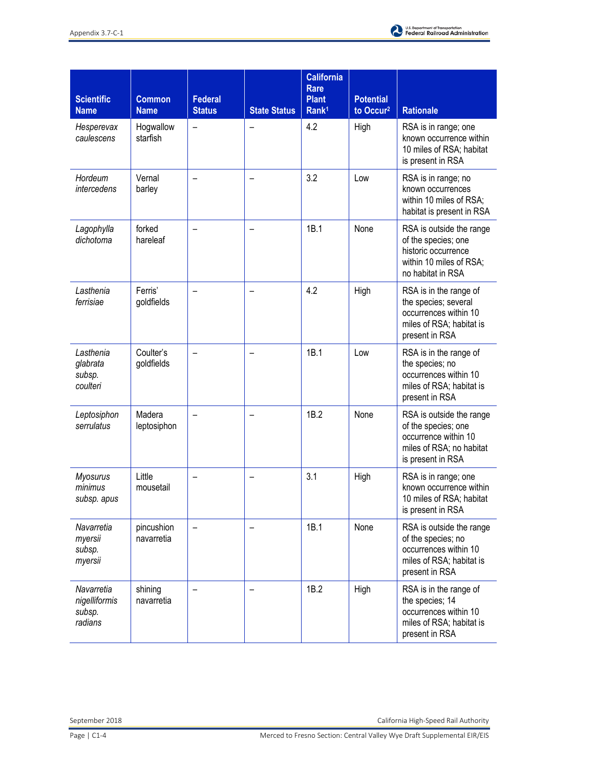| Scientific Name | Common Name | Federal Status | State Status | California Rare Plant Rank[1] | Potential to Occur[2] | Rationale |
|---|---|---|---|---|---|---|
| *Hesperevax caulescens* | Hogwallow starfish | – | – | 4.2 | High | RSA is in range; one known occurrence within 10 miles of RSA; habitat is present in RSA |
| *Hordeum intercedens* | Vernal barley | – | – | 3.2 | Low | RSA is in range; no known occurrences within 10 miles of RSA; habitat is present in RSA |
| *Lagophylla dichotoma* | forked hareleaf | – | – | 1B.1 | None | RSA is outside the range of the species; one historic occurrence within 10 miles of RSA; no habitat in RSA |
| *Lasthenia ferrisiae* | Ferris' goldfields | – | – | 4.2 | High | RSA is in the range of the species; several occurrences within 10 miles of RSA; habitat is present in RSA |
| *Lasthenia glabrata subsp. coulteri* | Coulter's goldfields | – | – | 1B.1 | Low | RSA is in the range of the species; no occurrences within 10 miles of RSA; habitat is present in RSA |
| *Leptosiphon serrulatus* | Madera leptosiphon | – | – | 1B.2 | None | RSA is outside the range of the species; one occurrence within 10 miles of RSA; no habitat is present in RSA |
| *Myosurus minimus subsp. apus* | Little mousetail | – | – | 3.1 | High | RSA is in range; one known occurrence within 10 miles of RSA; habitat is present in RSA |
| *Navarretia myersii subsp. myersii* | pincushion navarretia | – | – | 1B.1 | None | RSA is outside the range of the species; no occurrences within 10 miles of RSA; habitat is present in RSA |
| *Navarretia nigelliformis subsp. radians* | shining navarretia | – | – | 1B.2 | High | RSA is in the range of the species; 14 occurrences within 10 miles of RSA; habitat is present in RSA |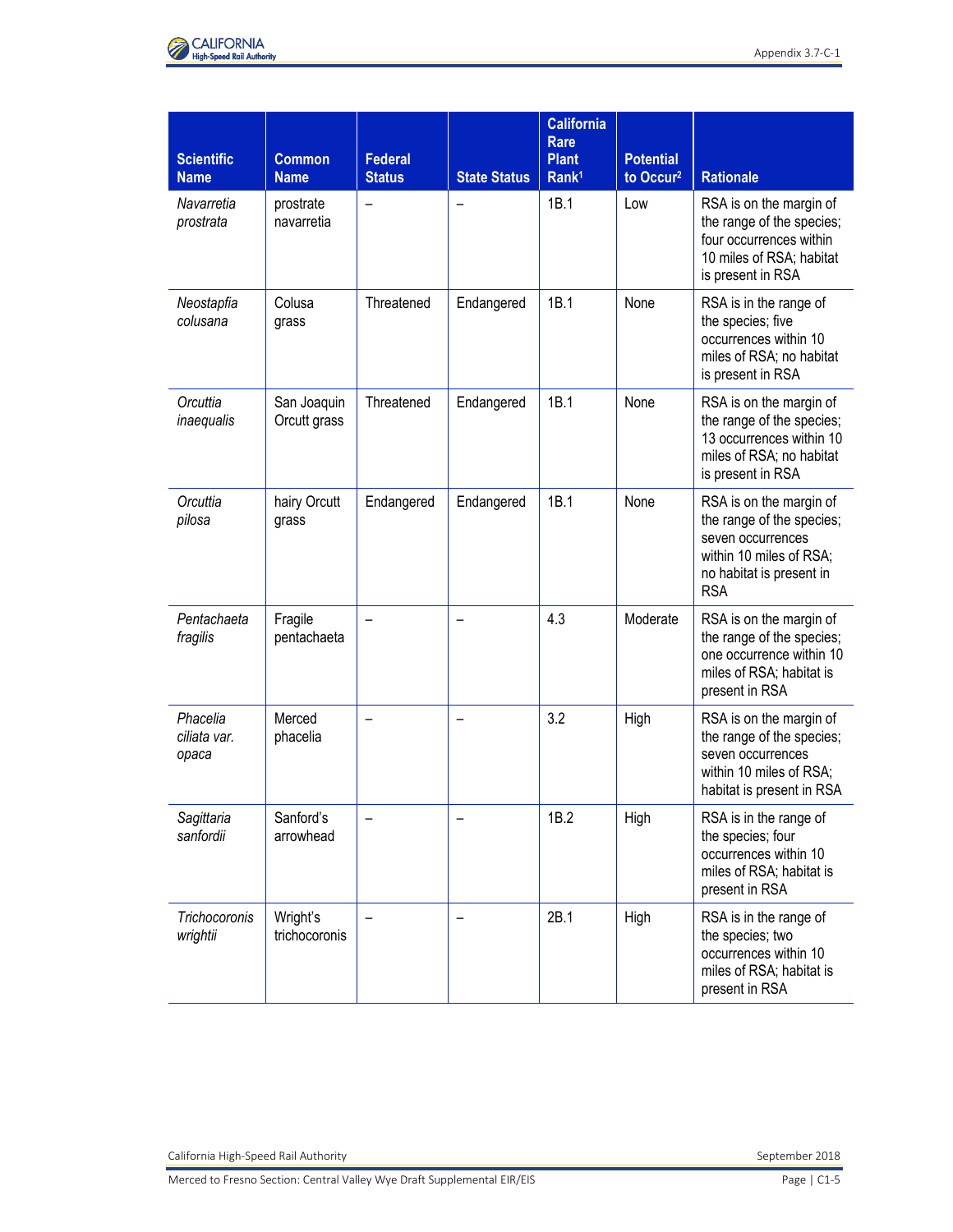| Scientific Name | Common Name | Federal Status | State Status | California Rare Plant Rank[1] | Potential to Occur[2] | Rationale |
|---|---|---|---|---|---|---|
| *Navarretia prostrata* | prostrate navarretia | – | – | 1B.1 | Low | RSA is on the margin of the range of the species; four occurrences within 10 miles of RSA; habitat is present in RSA |
| *Neostapfia colusana* | Colusa grass | Threatened | Endangered | 1B.1 | None | RSA is in the range of the species; five occurrences within 10 miles of RSA; no habitat is present in RSA |
| *Orcuttia inaequalis* | San Joaquin Orcutt grass | Threatened | Endangered | 1B.1 | None | RSA is on the margin of the range of the species; 13 occurrences within 10 miles of RSA; no habitat is present in RSA |
| *Orcuttia pilosa* | hairy Orcutt grass | Endangered | Endangered | 1B.1 | None | RSA is on the margin of the range of the species; seven occurrences within 10 miles of RSA; no habitat is present in RSA |
| *Pentachaeta fragilis* | Fragile pentachaeta | – | – | 4.3 | Moderate | RSA is on the margin of the range of the species; one occurrence within 10 miles of RSA; habitat is present in RSA |
| *Phacelia ciliata var. opaca* | Merced phacelia | – | – | 3.2 | High | RSA is on the margin of the range of the species; seven occurrences within 10 miles of RSA; habitat is present in RSA |
| *Sagittaria sanfordii* | Sanford's arrowhead | – | – | 1B.2 | High | RSA is in the range of the species; four occurrences within 10 miles of RSA; habitat is present in RSA |
| *Trichocoronis wrightii* | Wright's trichocoronis | – | – | 2B.1 | High | RSA is in the range of the species; two occurrences within 10 miles of RSA; habitat is present in RSA |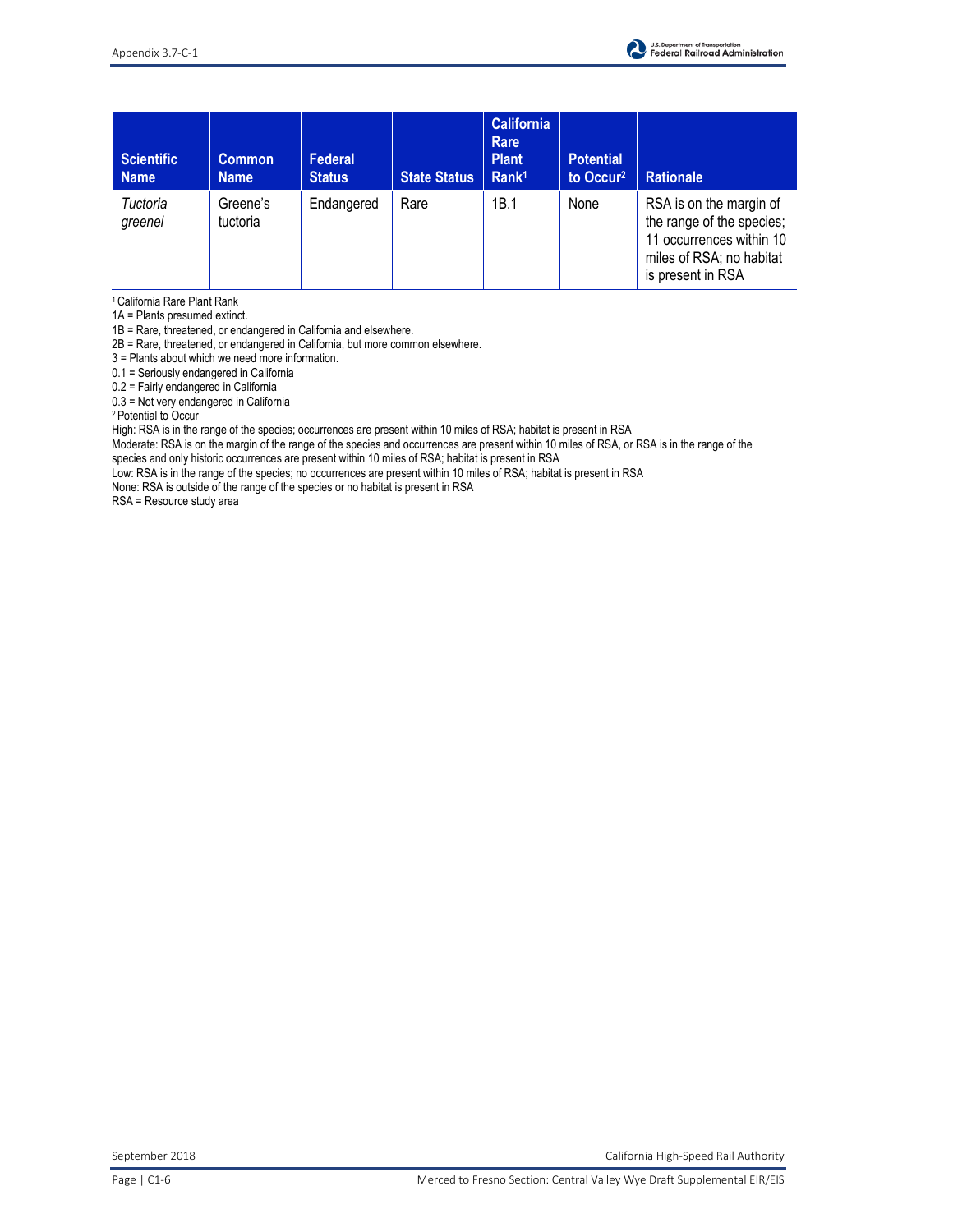| Scientific Name | Common Name | Federal Status | State Status | California Rare Plant Rank[1] | Potential to Occur[2] | Rationale |
|---|---|---|---|---|---|---|
| *Tuctoria greenei* | Greene's tuctoria | Endangered | Rare | 1B.1 | None | RSA is on the margin of the range of the species; 11 occurrences within 10 miles of RSA; no habitat is present in RSA |

[1] California Rare Plant Rank

1A = Plants presumed extinct.

1B = Rare, threatened, or endangered in California and elsewhere.

2B = Rare, threatened, or endangered in California, but more common elsewhere.

3 = Plants about which we need more information.

0.1 = Seriously endangered in California

0.2 = Fairly endangered in California

0.3 = Not very endangered in California

[2] Potential to Occur

High: RSA is in the range of the species; occurrences are present within 10 miles of RSA; habitat is present in RSA

Moderate: RSA is on the margin of the range of the species and occurrences are present within 10 miles of RSA, or RSA is in the range of the species and only historic occurrences are present within 10 miles of RSA; habitat is present in RSA

Low: RSA is in the range of the species; no occurrences are present within 10 miles of RSA; habitat is present in RSA

None: RSA is outside of the range of the species or no habitat is present in RSA

RSA = Resource study area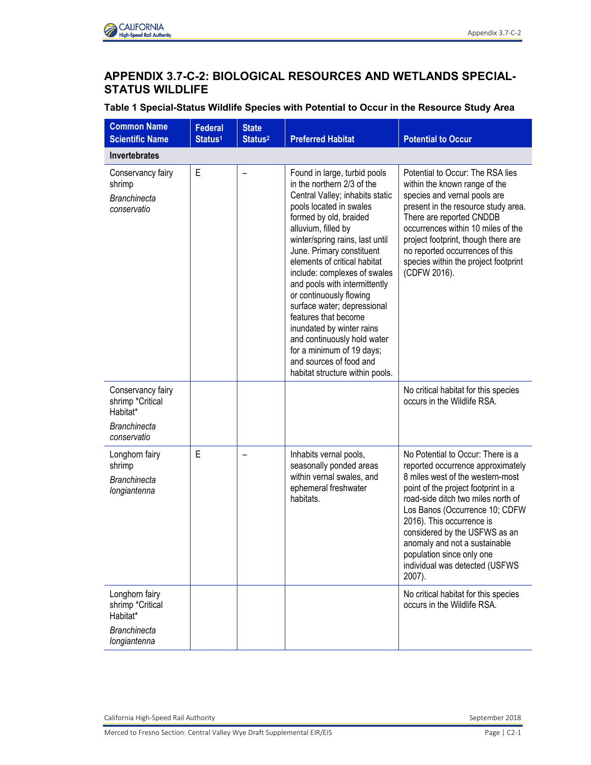## APPENDIX 3.7-C-2: BIOLOGICAL RESOURCES AND WETLANDS SPECIAL-STATUS WILDLIFE

**Table 1 Special-Status Wildlife Species with Potential to Occur in the Resource Study Area**

| Common Name Scientific Name | Federal Status[1] | State Status[2] | Preferred Habitat | Potential to Occur |
|---|---|---|---|---|
| **Invertebrates** | | | | |
| Conservancy fairy shrimp *Branchinecta conservatio* | E | – | Found in large, turbid pools in the northern 2/3 of the Central Valley; inhabits static pools located in swales formed by old, braided alluvium, filled by winter/spring rains, last until June. Primary constituent elements of critical habitat include: complexes of swales and pools with intermittently or continuously flowing surface water; depressional features that become inundated by winter rains and continuously hold water for a minimum of 19 days; and sources of food and habitat structure within pools. | Potential to Occur: The RSA lies within the known range of the species and vernal pools are present in the resource study area. There are reported CNDDB occurrences within 10 miles of the project footprint, though there are no reported occurrences of this species within the project footprint (CDFW 2016). |
| Conservancy fairy shrimp *Critical Habitat* *Branchinecta conservatio* | | | | No critical habitat for this species occurs in the Wildlife RSA. |
| Longhorn fairy shrimp *Branchinecta longiantenna* | E | – | Inhabits vernal pools, seasonally ponded areas within vernal swales, and ephemeral freshwater habitats. | No Potential to Occur: There is a reported occurrence approximately 8 miles west of the western-most point of the project footprint in a road-side ditch two miles north of Los Banos (Occurrence 10; CDFW 2016). This occurrence is considered by the USFWS as an anomaly and not a sustainable population since only one individual was detected (USFWS 2007). |
| Longhorn fairy shrimp *Critical Habitat* *Branchinecta longiantenna* | | | | No critical habitat for this species occurs in the Wildlife RSA. |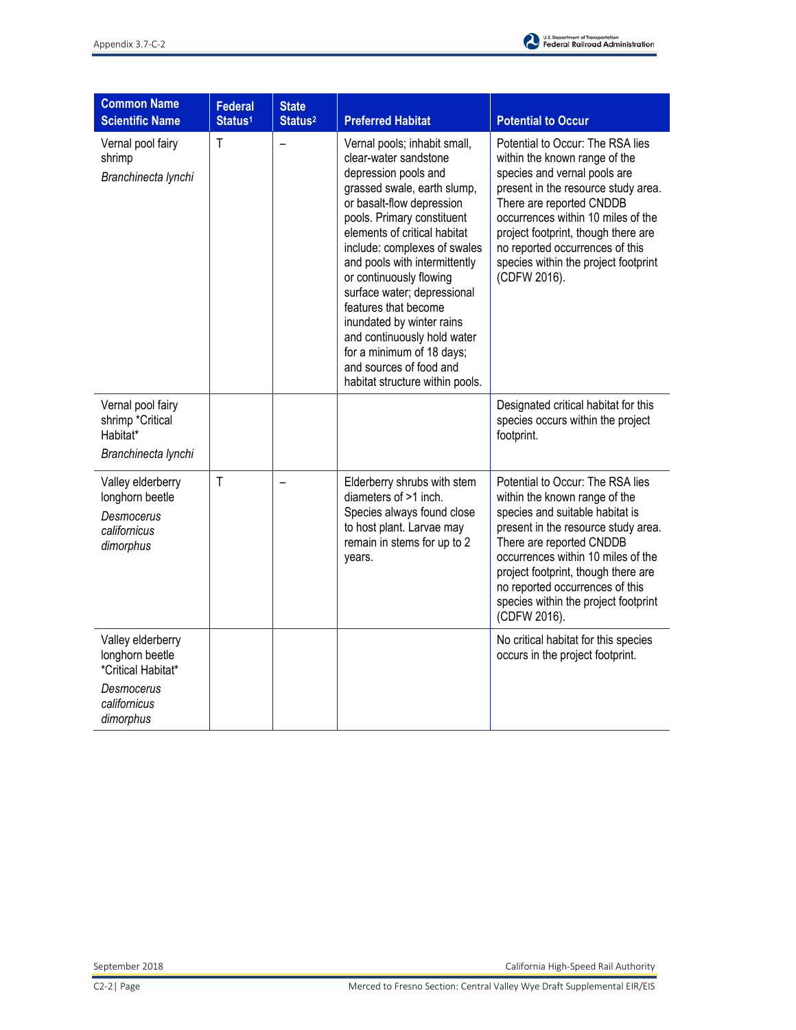| Common Name Scientific Name | Federal Status[1] | State Status[2] | Preferred Habitat | Potential to Occur |
|---|---|---|---|---|
| Vernal pool fairy shrimp *Branchinecta lynchi* | T | – | Vernal pools; inhabit small, clear-water sandstone depression pools and grassed swale, earth slump, or basalt-flow depression pools. Primary constituent elements of critical habitat include: complexes of swales and pools with intermittently or continuously flowing surface water; depressional features that become inundated by winter rains and continuously hold water for a minimum of 18 days; and sources of food and habitat structure within pools. | Potential to Occur: The RSA lies within the known range of the species and vernal pools are present in the resource study area. There are reported CNDDB occurrences within 10 miles of the project footprint, though there are no reported occurrences of this species within the project footprint (CDFW 2016). |
| Vernal pool fairy shrimp *Critical Habitat* *Branchinecta lynchi* | | | | Designated critical habitat for this species occurs within the project footprint. |
| Valley elderberry longhorn beetle *Desmocerus californicus dimorphus* | T | – | Elderberry shrubs with stem diameters of >1 inch. Species always found close to host plant. Larvae may remain in stems for up to 2 years. | Potential to Occur: The RSA lies within the known range of the species and suitable habitat is present in the resource study area. There are reported CNDDB occurrences within 10 miles of the project footprint, though there are no reported occurrences of this species within the project footprint (CDFW 2016). |
| Valley elderberry longhorn beetle *Critical Habitat* *Desmocerus californicus dimorphus* | | | | No critical habitat for this species occurs in the project footprint. |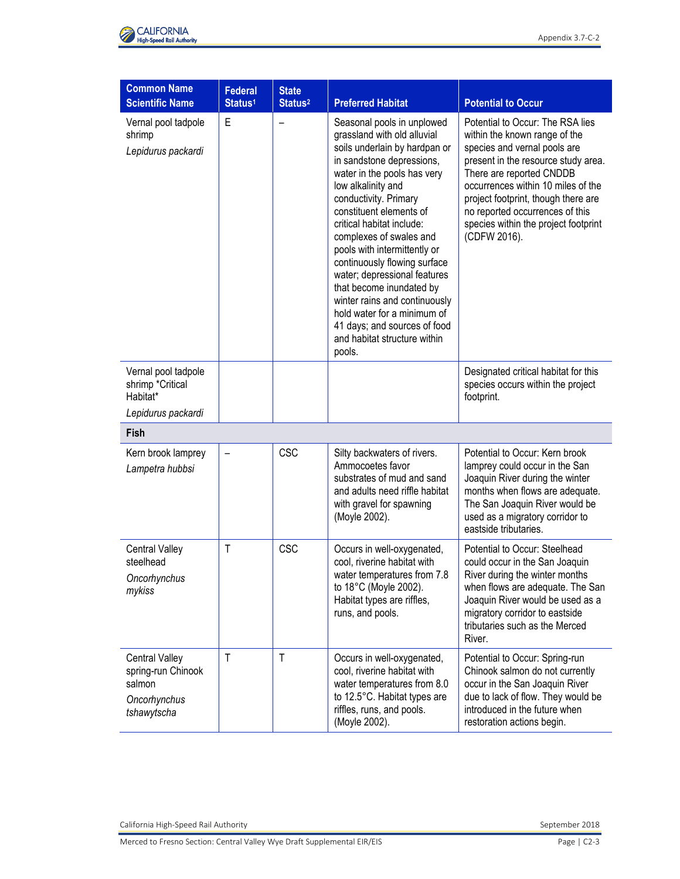| Common Name Scientific Name | Federal Status[1] | State Status[2] | Preferred Habitat | Potential to Occur |
|---|---|---|---|---|
| Vernal pool tadpole shrimp *Lepidurus packardi* | E | – | Seasonal pools in unplowed grassland with old alluvial soils underlain by hardpan or in sandstone depressions, water in the pools has very low alkalinity and conductivity. Primary constituent elements of critical habitat include: complexes of swales and pools with intermittently or continuously flowing surface water; depressional features that become inundated by winter rains and continuously hold water for a minimum of 41 days; and sources of food and habitat structure within pools. | Potential to Occur: The RSA lies within the known range of the species and vernal pools are present in the resource study area. There are reported CNDDB occurrences within 10 miles of the project footprint, though there are no reported occurrences of this species within the project footprint (CDFW 2016). |
| Vernal pool tadpole shrimp *Critical Habitat* *Lepidurus packardi* | | | | Designated critical habitat for this species occurs within the project footprint. |
| **Fish** | | | | |
| Kern brook lamprey *Lampetra hubbsi* | – | CSC | Silty backwaters of rivers. Ammocoetes favor substrates of mud and sand and adults need riffle habitat with gravel for spawning (Moyle 2002). | Potential to Occur: Kern brook lamprey could occur in the San Joaquin River during the winter months when flows are adequate. The San Joaquin River would be used as a migratory corridor to eastside tributaries. |
| Central Valley steelhead *Oncorhynchus mykiss* | T | CSC | Occurs in well-oxygenated, cool, riverine habitat with water temperatures from 7.8 to 18°C (Moyle 2002). Habitat types are riffles, runs, and pools. | Potential to Occur: Steelhead could occur in the San Joaquin River during the winter months when flows are adequate. The San Joaquin River would be used as a migratory corridor to eastside tributaries such as the Merced River. |
| Central Valley spring-run Chinook salmon *Oncorhynchus tshawytscha* | T | T | Occurs in well-oxygenated, cool, riverine habitat with water temperatures from 8.0 to 12.5°C. Habitat types are riffles, runs, and pools. (Moyle 2002). | Potential to Occur: Spring-run Chinook salmon do not currently occur in the San Joaquin River due to lack of flow. They would be introduced in the future when restoration actions begin. |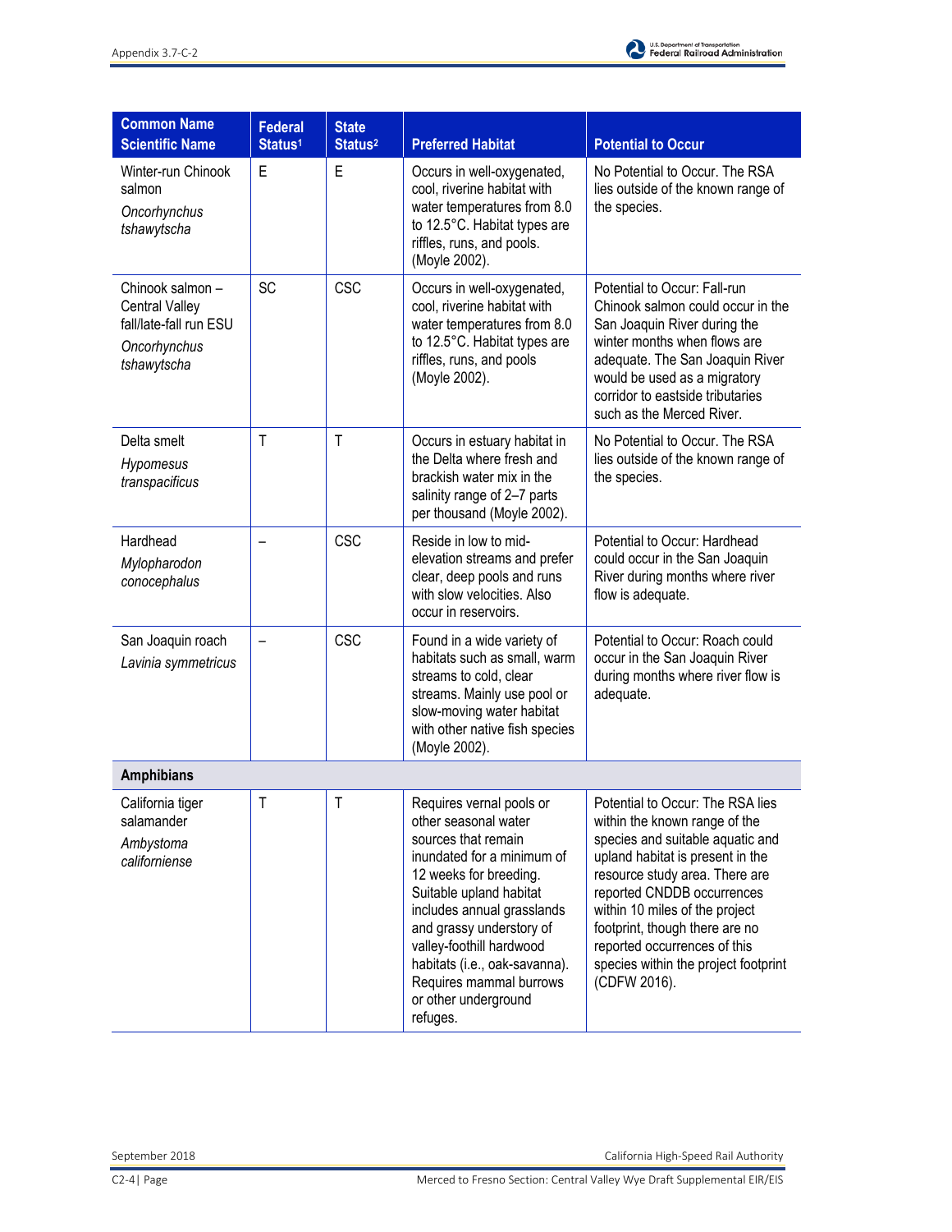| Common Name Scientific Name | Federal Status[1] | State Status[2] | Preferred Habitat | Potential to Occur |
|---|---|---|---|---|
| Winter-run Chinook salmon *Oncorhynchus tshawytscha* | E | E | Occurs in well-oxygenated, cool, riverine habitat with water temperatures from 8.0 to 12.5°C. Habitat types are riffles, runs, and pools. (Moyle 2002). | No Potential to Occur. The RSA lies outside of the known range of the species. |
| Chinook salmon – Central Valley fall/late-fall run ESU *Oncorhynchus tshawytscha* | SC | CSC | Occurs in well-oxygenated, cool, riverine habitat with water temperatures from 8.0 to 12.5°C. Habitat types are riffles, runs, and pools (Moyle 2002). | Potential to Occur: Fall-run Chinook salmon could occur in the San Joaquin River during the winter months when flows are adequate. The San Joaquin River would be used as a migratory corridor to eastside tributaries such as the Merced River. |
| Delta smelt *Hypomesus transpacificus* | T | T | Occurs in estuary habitat in the Delta where fresh and brackish water mix in the salinity range of 2–7 parts per thousand (Moyle 2002). | No Potential to Occur. The RSA lies outside of the known range of the species. |
| Hardhead *Mylopharodon conocephalus* | – | CSC | Reside in low to mid-elevation streams and prefer clear, deep pools and runs with slow velocities. Also occur in reservoirs. | Potential to Occur: Hardhead could occur in the San Joaquin River during months where river flow is adequate. |
| San Joaquin roach *Lavinia symmetricus* | – | CSC | Found in a wide variety of habitats such as small, warm streams to cold, clear streams. Mainly use pool or slow-moving water habitat with other native fish species (Moyle 2002). | Potential to Occur: Roach could occur in the San Joaquin River during months where river flow is adequate. |
| **Amphibians** | | | | |
| California tiger salamander *Ambystoma californiense* | T | T | Requires vernal pools or other seasonal water sources that remain inundated for a minimum of 12 weeks for breeding. Suitable upland habitat includes annual grasslands and grassy understory of valley-foothill hardwood habitats (i.e., oak-savanna). Requires mammal burrows or other underground refuges. | Potential to Occur: The RSA lies within the known range of the species and suitable aquatic and upland habitat is present in the resource study area. There are reported CNDDB occurrences within 10 miles of the project footprint, though there are no reported occurrences of this species within the project footprint (CDFW 2016). |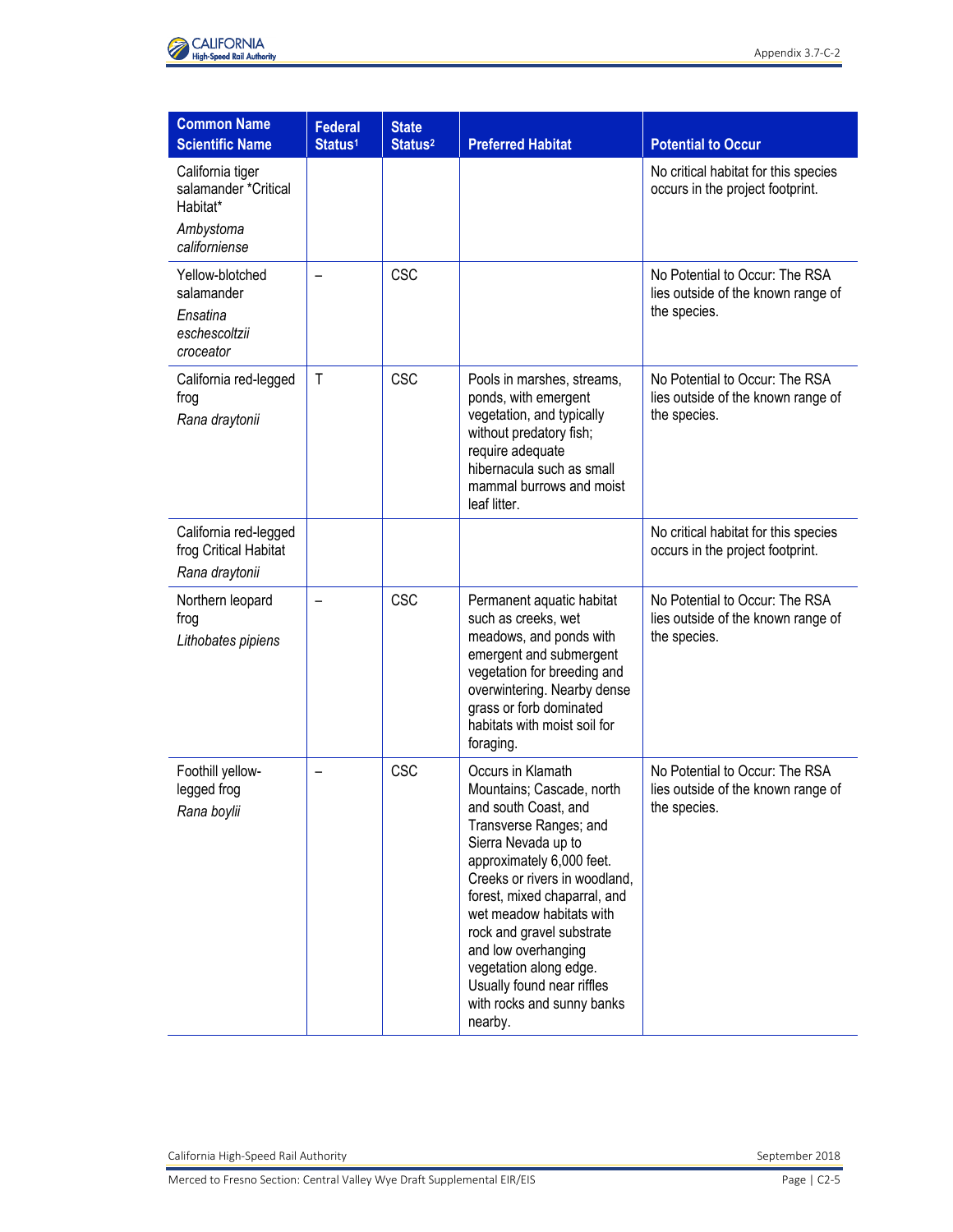| Common Name Scientific Name | Federal Status[1] | State Status[2] | Preferred Habitat | Potential to Occur |
|---|---|---|---|---|
| California tiger salamander *Critical Habitat* *Ambystoma californiense* | | | | No critical habitat for this species occurs in the project footprint. |
| Yellow-blotched salamander *Ensatina eschescoltzii croceator* | – | CSC | | No Potential to Occur: The RSA lies outside of the known range of the species. |
| California red-legged frog *Rana draytonii* | T | CSC | Pools in marshes, streams, ponds, with emergent vegetation, and typically without predatory fish; require adequate hibernacula such as small mammal burrows and moist leaf litter. | No Potential to Occur: The RSA lies outside of the known range of the species. |
| California red-legged frog Critical Habitat *Rana draytonii* | | | | No critical habitat for this species occurs in the project footprint. |
| Northern leopard frog *Lithobates pipiens* | – | CSC | Permanent aquatic habitat such as creeks, wet meadows, and ponds with emergent and submergent vegetation for breeding and overwintering. Nearby dense grass or forb dominated habitats with moist soil for foraging. | No Potential to Occur: The RSA lies outside of the known range of the species. |
| Foothill yellow-legged frog *Rana boylii* | – | CSC | Occurs in Klamath Mountains; Cascade, north and south Coast, and Transverse Ranges; and Sierra Nevada up to approximately 6,000 feet. Creeks or rivers in woodland, forest, mixed chaparral, and wet meadow habitats with rock and gravel substrate and low overhanging vegetation along edge. Usually found near riffles with rocks and sunny banks nearby. | No Potential to Occur: The RSA lies outside of the known range of the species. |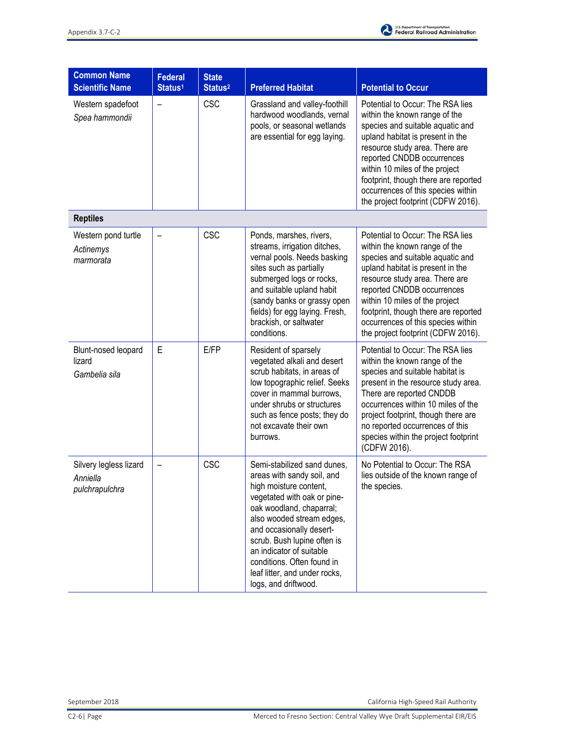| Common Name Scientific Name | Federal Status[1] | State Status[2] | Preferred Habitat | Potential to Occur |
|---|---|---|---|---|
| Western spadefoot *Spea hammondii* | – | CSC | Grassland and valley-foothill hardwood woodlands, vernal pools, or seasonal wetlands are essential for egg laying. | Potential to Occur: The RSA lies within the known range of the species and suitable aquatic and upland habitat is present in the resource study area. There are reported CNDDB occurrences within 10 miles of the project footprint, though there are reported occurrences of this species within the project footprint (CDFW 2016). |
| **Reptiles** | | | | |
| Western pond turtle *Actinemys marmorata* | – | CSC | Ponds, marshes, rivers, streams, irrigation ditches, vernal pools. Needs basking sites such as partially submerged logs or rocks, and suitable upland habit (sandy banks or grassy open fields) for egg laying. Fresh, brackish, or saltwater conditions. | Potential to Occur: The RSA lies within the known range of the species and suitable aquatic and upland habitat is present in the resource study area. There are reported CNDDB occurrences within 10 miles of the project footprint, though there are reported occurrences of this species within the project footprint (CDFW 2016). |
| Blunt-nosed leopard lizard *Gambelia sila* | E | E/FP | Resident of sparsely vegetated alkali and desert scrub habitats, in areas of low topographic relief. Seeks cover in mammal burrows, under shrubs or structures such as fence posts; they do not excavate their own burrows. | Potential to Occur: The RSA lies within the known range of the species and suitable habitat is present in the resource study area. There are reported CNDDB occurrences within 10 miles of the project footprint, though there are no reported occurrences of this species within the project footprint (CDFW 2016). |
| Silvery legless lizard *Anniella pulchrapulchra* | – | CSC | Semi-stabilized sand dunes, areas with sandy soil, and high moisture content, vegetated with oak or pine-oak woodland, chaparral; also wooded stream edges, and occasionally desert-scrub. Bush lupine often is an indicator of suitable conditions. Often found in leaf litter, and under rocks, logs, and driftwood. | No Potential to Occur: The RSA lies outside of the known range of the species. |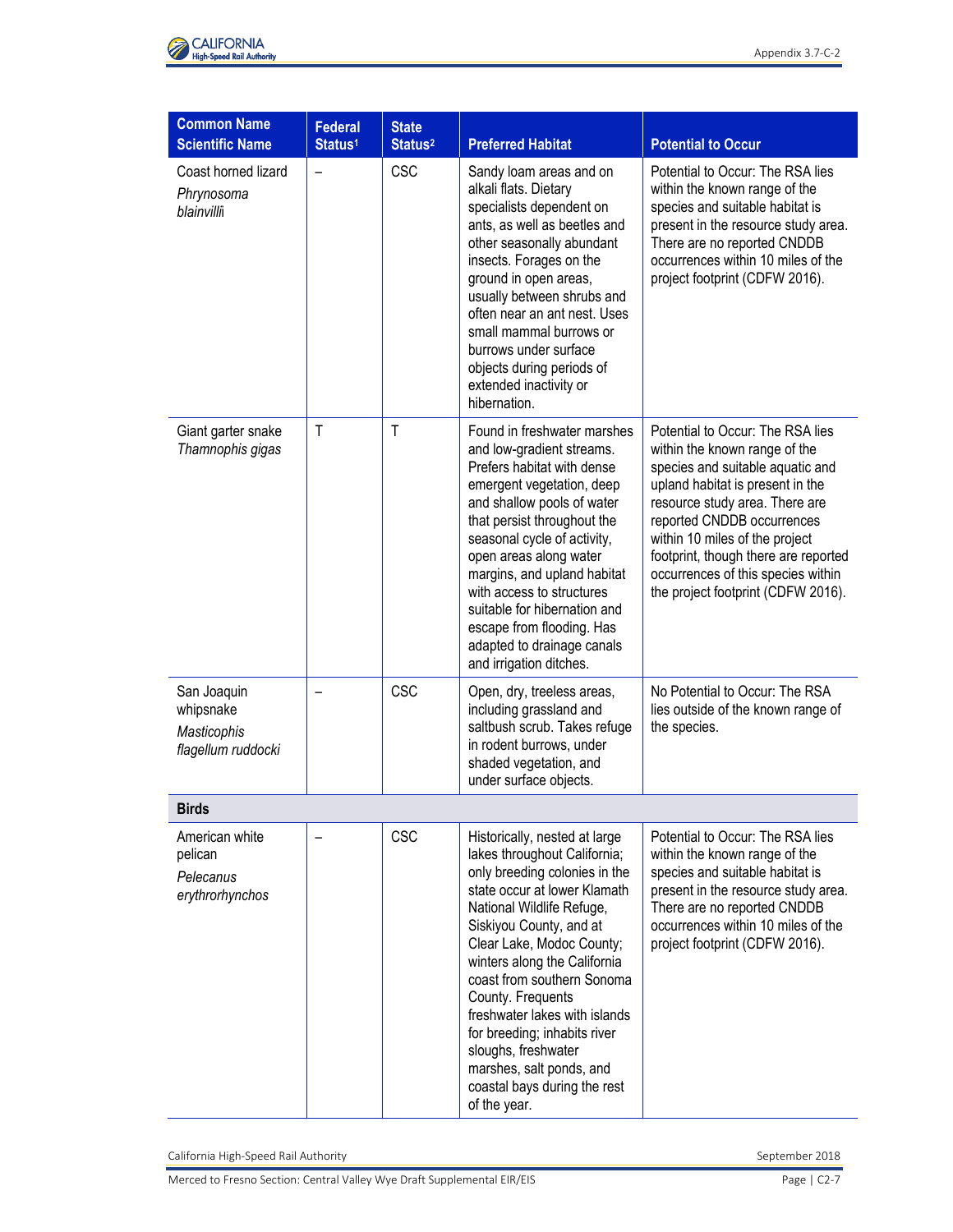| Common Name Scientific Name | Federal Status[1] | State Status[2] | Preferred Habitat | Potential to Occur |
|---|---|---|---|---|
| Coast horned lizard *Phrynosoma blainvilli* | – | CSC | Sandy loam areas and on alkali flats. Dietary specialists dependent on ants, as well as beetles and other seasonally abundant insects. Forages on the ground in open areas, usually between shrubs and often near an ant nest. Uses small mammal burrows or burrows under surface objects during periods of extended inactivity or hibernation. | Potential to Occur: The RSA lies within the known range of the species and suitable habitat is present in the resource study area. There are no reported CNDDB occurrences within 10 miles of the project footprint (CDFW 2016). |
| Giant garter snake *Thamnophis gigas* | T | T | Found in freshwater marshes and low-gradient streams. Prefers habitat with dense emergent vegetation, deep and shallow pools of water that persist throughout the seasonal cycle of activity, open areas along water margins, and upland habitat with access to structures suitable for hibernation and escape from flooding. Has adapted to drainage canals and irrigation ditches. | Potential to Occur: The RSA lies within the known range of the species and suitable aquatic and upland habitat is present in the resource study area. There are reported CNDDB occurrences within 10 miles of the project footprint, though there are reported occurrences of this species within the project footprint (CDFW 2016). |
| San Joaquin whipsnake *Masticophis flagellum ruddocki* | – | CSC | Open, dry, treeless areas, including grassland and saltbush scrub. Takes refuge in rodent burrows, under shaded vegetation, and under surface objects. | No Potential to Occur: The RSA lies outside of the known range of the species. |
| **Birds** | | | | |
| American white pelican *Pelecanus erythrorhynchos* | – | CSC | Historically, nested at large lakes throughout California; only breeding colonies in the state occur at lower Klamath National Wildlife Refuge, Siskiyou County, and at Clear Lake, Modoc County; winters along the California coast from southern Sonoma County. Frequents freshwater lakes with islands for breeding; inhabits river sloughs, freshwater marshes, salt ponds, and coastal bays during the rest of the year. | Potential to Occur: The RSA lies within the known range of the species and suitable habitat is present in the resource study area. There are no reported CNDDB occurrences within 10 miles of the project footprint (CDFW 2016). |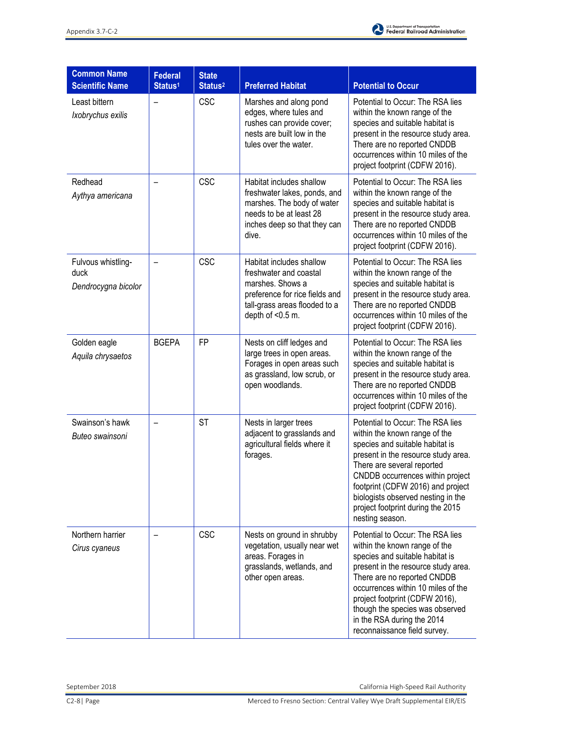| Common Name *Scientific Name* | Federal Status[1] | State Status[2] | Preferred Habitat | Potential to Occur |
|---|---|---|---|---|
| Least bittern *Ixobrychus exilis* | – | CSC | Marshes and along pond edges, where tules and rushes can provide cover; nests are built low in the tules over the water. | Potential to Occur: The RSA lies within the known range of the species and suitable habitat is present in the resource study area. There are no reported CNDDB occurrences within 10 miles of the project footprint (CDFW 2016). |
| Redhead *Aythya americana* | – | CSC | Habitat includes shallow freshwater lakes, ponds, and marshes. The body of water needs to be at least 28 inches deep so that they can dive. | Potential to Occur: The RSA lies within the known range of the species and suitable habitat is present in the resource study area. There are no reported CNDDB occurrences within 10 miles of the project footprint (CDFW 2016). |
| Fulvous whistling-duck *Dendrocygna bicolor* | – | CSC | Habitat includes shallow freshwater and coastal marshes. Shows a preference for rice fields and tall-grass areas flooded to a depth of <0.5 m. | Potential to Occur: The RSA lies within the known range of the species and suitable habitat is present in the resource study area. There are no reported CNDDB occurrences within 10 miles of the project footprint (CDFW 2016). |
| Golden eagle *Aquila chrysaetos* | BGEPA | FP | Nests on cliff ledges and large trees in open areas. Forages in open areas such as grassland, low scrub, or open woodlands. | Potential to Occur: The RSA lies within the known range of the species and suitable habitat is present in the resource study area. There are no reported CNDDB occurrences within 10 miles of the project footprint (CDFW 2016). |
| Swainson's hawk *Buteo swainsoni* | – | ST | Nests in larger trees adjacent to grasslands and agricultural fields where it forages. | Potential to Occur: The RSA lies within the known range of the species and suitable habitat is present in the resource study area. There are several reported CNDDB occurrences within project footprint (CDFW 2016) and project biologists observed nesting in the project footprint during the 2015 nesting season. |
| Northern harrier *Cirus cyaneus* | – | CSC | Nests on ground in shrubby vegetation, usually near wet areas. Forages in grasslands, wetlands, and other open areas. | Potential to Occur: The RSA lies within the known range of the species and suitable habitat is present in the resource study area. There are no reported CNDDB occurrences within 10 miles of the project footprint (CDFW 2016), though the species was observed in the RSA during the 2014 reconnaissance field survey. |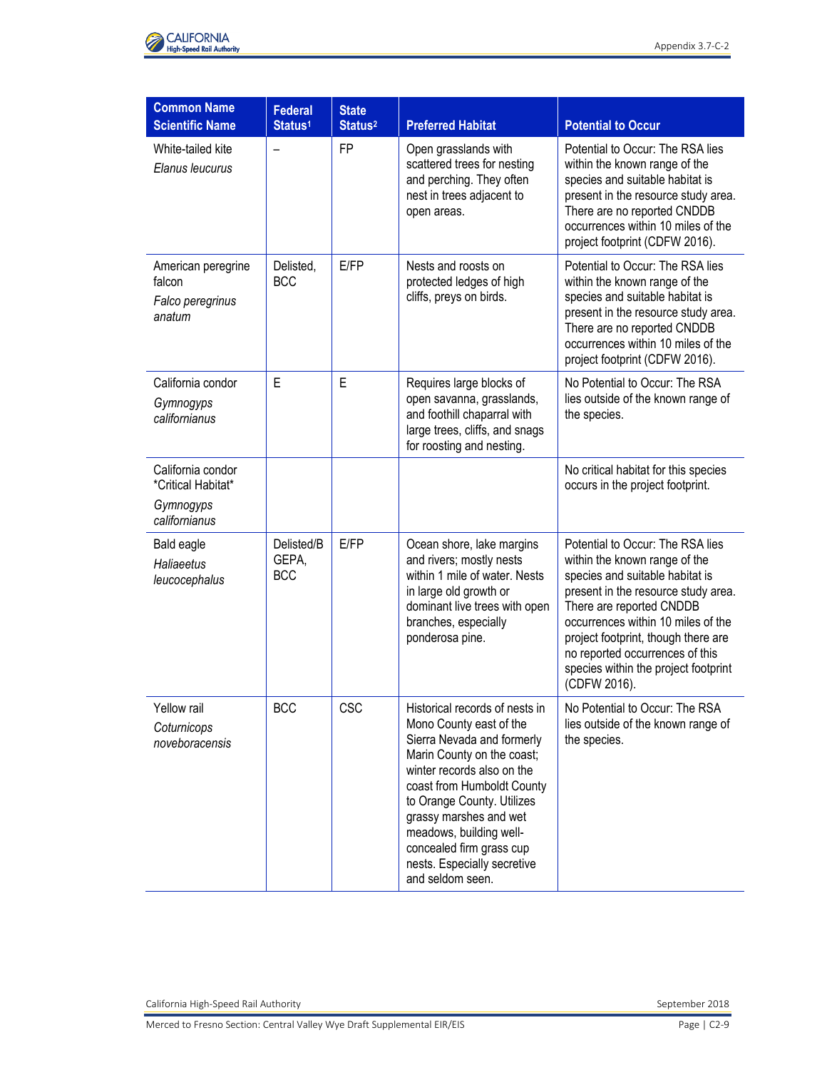| Common Name Scientific Name | Federal Status[1] | State Status[2] | Preferred Habitat | Potential to Occur |
|---|---|---|---|---|
| White-tailed kite *Elanus leucurus* | – | FP | Open grasslands with scattered trees for nesting and perching. They often nest in trees adjacent to open areas. | Potential to Occur: The RSA lies within the known range of the species and suitable habitat is present in the resource study area. There are no reported CNDDB occurrences within 10 miles of the project footprint (CDFW 2016). |
| American peregrine falcon *Falco peregrinus anatum* | Delisted, BCC | E/FP | Nests and roosts on protected ledges of high cliffs, preys on birds. | Potential to Occur: The RSA lies within the known range of the species and suitable habitat is present in the resource study area. There are no reported CNDDB occurrences within 10 miles of the project footprint (CDFW 2016). |
| California condor *Gymnogyps californianus* | E | E | Requires large blocks of open savanna, grasslands, and foothill chaparral with large trees, cliffs, and snags for roosting and nesting. | No Potential to Occur: The RSA lies outside of the known range of the species. |
| California condor \*Critical Habitat\* *Gymnogyps californianus* | | | | No critical habitat for this species occurs in the project footprint. |
| Bald eagle *Haliaeetus leucocephalus* | Delisted/BGEPA, BCC | E/FP | Ocean shore, lake margins and rivers; mostly nests within 1 mile of water. Nests in large old growth or dominant live trees with open branches, especially ponderosa pine. | Potential to Occur: The RSA lies within the known range of the species and suitable habitat is present in the resource study area. There are reported CNDDB occurrences within 10 miles of the project footprint, though there are no reported occurrences of this species within the project footprint (CDFW 2016). |
| Yellow rail *Coturnicops noveboracensis* | BCC | CSC | Historical records of nests in Mono County east of the Sierra Nevada and formerly Marin County on the coast; winter records also on the coast from Humboldt County to Orange County. Utilizes grassy marshes and wet meadows, building well-concealed firm grass cup nests. Especially secretive and seldom seen. | No Potential to Occur: The RSA lies outside of the known range of the species. |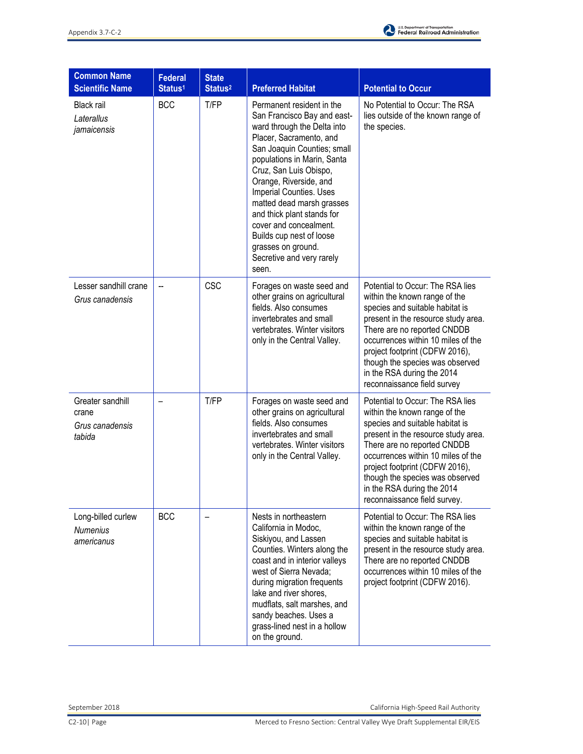| Common Name Scientific Name | Federal Status[1] | State Status[2] | Preferred Habitat | Potential to Occur |
|---|---|---|---|---|
| Black rail *Laterallus jamaicensis* | BCC | T/FP | Permanent resident in the San Francisco Bay and east-ward through the Delta into Placer, Sacramento, and San Joaquin Counties; small populations in Marin, Santa Cruz, San Luis Obispo, Orange, Riverside, and Imperial Counties. Uses matted dead marsh grasses and thick plant stands for cover and concealment. Builds cup nest of loose grasses on ground. Secretive and very rarely seen. | No Potential to Occur: The RSA lies outside of the known range of the species. |
| Lesser sandhill crane *Grus canadensis* | -- | CSC | Forages on waste seed and other grains on agricultural fields. Also consumes invertebrates and small vertebrates. Winter visitors only in the Central Valley. | Potential to Occur: The RSA lies within the known range of the species and suitable habitat is present in the resource study area. There are no reported CNDDB occurrences within 10 miles of the project footprint (CDFW 2016), though the species was observed in the RSA during the 2014 reconnaissance field survey |
| Greater sandhill crane *Grus canadensis tabida* | – | T/FP | Forages on waste seed and other grains on agricultural fields. Also consumes invertebrates and small vertebrates. Winter visitors only in the Central Valley. | Potential to Occur: The RSA lies within the known range of the species and suitable habitat is present in the resource study area. There are no reported CNDDB occurrences within 10 miles of the project footprint (CDFW 2016), though the species was observed in the RSA during the 2014 reconnaissance field survey. |
| Long-billed curlew *Numenius americanus* | BCC | – | Nests in northeastern California in Modoc, Siskiyou, and Lassen Counties. Winters along the coast and in interior valleys west of Sierra Nevada; during migration frequents lake and river shores, mudflats, salt marshes, and sandy beaches. Uses a grass-lined nest in a hollow on the ground. | Potential to Occur: The RSA lies within the known range of the species and suitable habitat is present in the resource study area. There are no reported CNDDB occurrences within 10 miles of the project footprint (CDFW 2016). |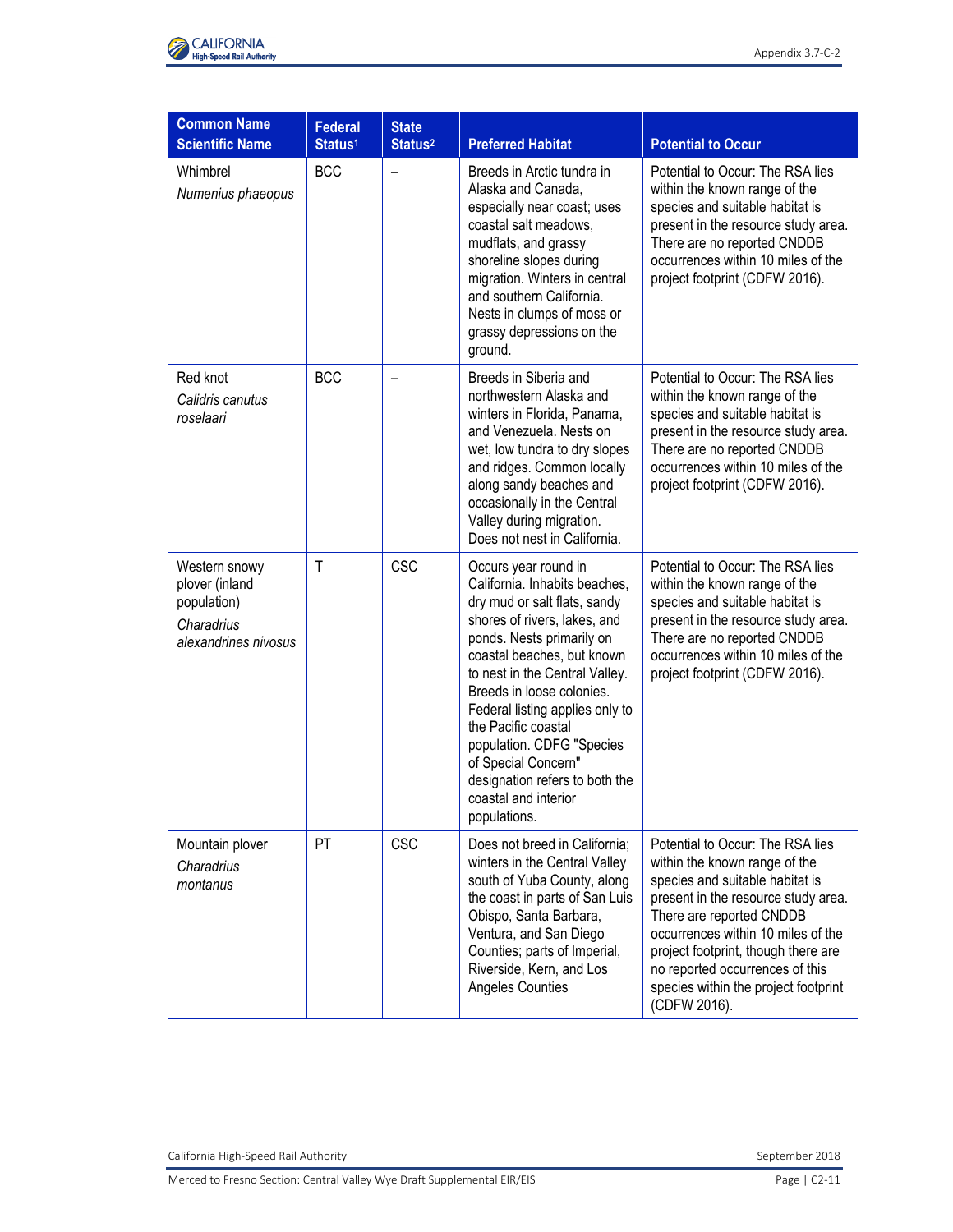| Common Name<br>*Scientific Name* | Federal Status[1] | State Status[2] | Preferred Habitat | Potential to Occur |
|---|---|---|---|---|
| Whimbrel<br>*Numenius phaeopus* | BCC | – | Breeds in Arctic tundra in Alaska and Canada, especially near coast; uses coastal salt meadows, mudflats, and grassy shoreline slopes during migration. Winters in central and southern California. Nests in clumps of moss or grassy depressions on the ground. | Potential to Occur: The RSA lies within the known range of the species and suitable habitat is present in the resource study area. There are no reported CNDDB occurrences within 10 miles of the project footprint (CDFW 2016). |
| Red knot<br>*Calidris canutus roselaari* | BCC | – | Breeds in Siberia and northwestern Alaska and winters in Florida, Panama, and Venezuela. Nests on wet, low tundra to dry slopes and ridges. Common locally along sandy beaches and occasionally in the Central Valley during migration. Does not nest in California. | Potential to Occur: The RSA lies within the known range of the species and suitable habitat is present in the resource study area. There are no reported CNDDB occurrences within 10 miles of the project footprint (CDFW 2016). |
| Western snowy plover (inland population)<br>*Charadrius alexandrines nivosus* | T | CSC | Occurs year round in California. Inhabits beaches, dry mud or salt flats, sandy shores of rivers, lakes, and ponds. Nests primarily on coastal beaches, but known to nest in the Central Valley. Breeds in loose colonies. Federal listing applies only to the Pacific coastal population. CDFG "Species of Special Concern" designation refers to both the coastal and interior populations. | Potential to Occur: The RSA lies within the known range of the species and suitable habitat is present in the resource study area. There are no reported CNDDB occurrences within 10 miles of the project footprint (CDFW 2016). |
| Mountain plover<br>*Charadrius montanus* | PT | CSC | Does not breed in California; winters in the Central Valley south of Yuba County, along the coast in parts of San Luis Obispo, Santa Barbara, Ventura, and San Diego Counties; parts of Imperial, Riverside, Kern, and Los Angeles Counties | Potential to Occur: The RSA lies within the known range of the species and suitable habitat is present in the resource study area. There are reported CNDDB occurrences within 10 miles of the project footprint, though there are no reported occurrences of this species within the project footprint (CDFW 2016). |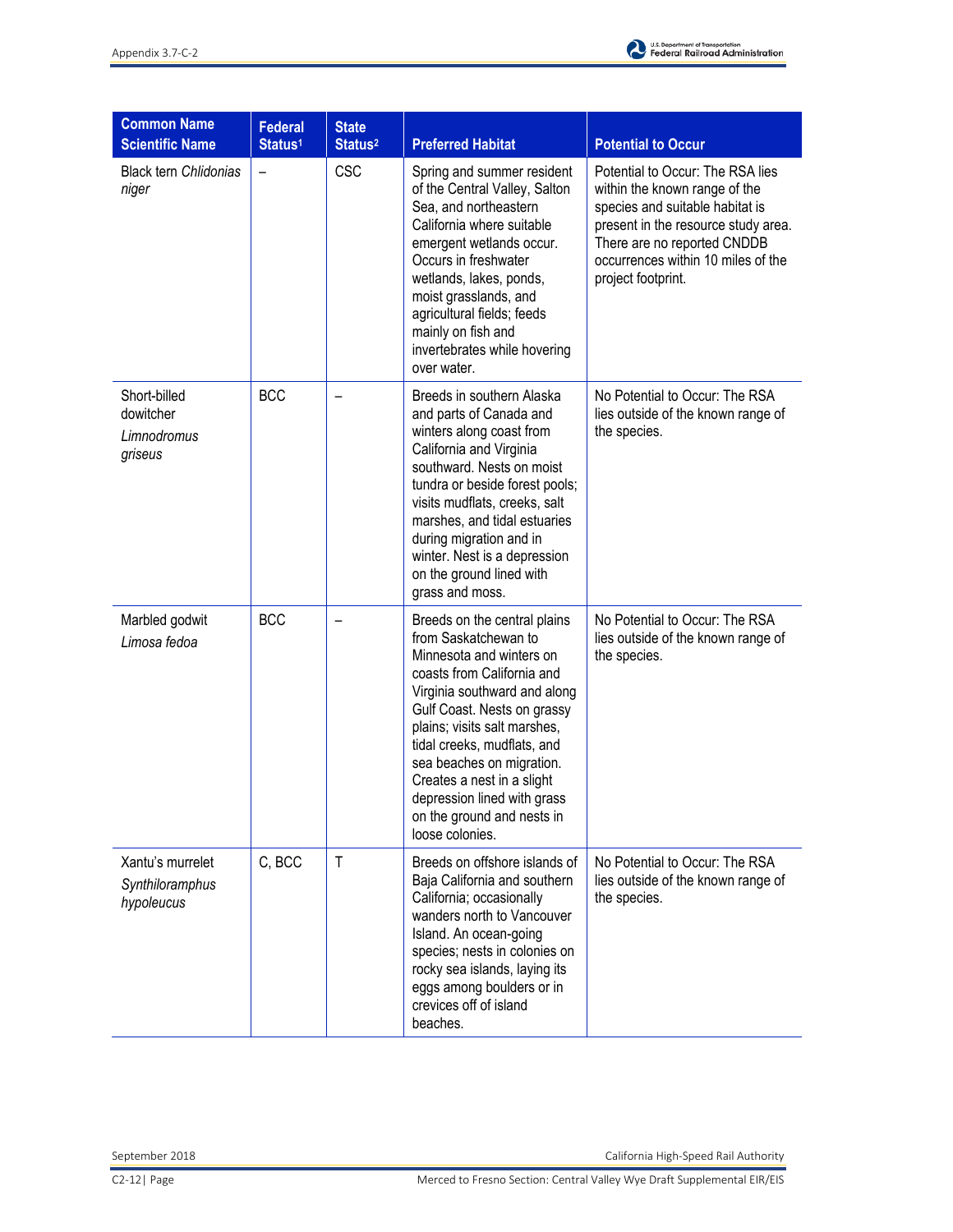| Common Name Scientific Name | Federal Status[1] | State Status[2] | Preferred Habitat | Potential to Occur |
|---|---|---|---|---|
| Black tern *Chlidonias niger* | – | CSC | Spring and summer resident of the Central Valley, Salton Sea, and northeastern California where suitable emergent wetlands occur. Occurs in freshwater wetlands, lakes, ponds, moist grasslands, and agricultural fields; feeds mainly on fish and invertebrates while hovering over water. | Potential to Occur: The RSA lies within the known range of the species and suitable habitat is present in the resource study area. There are no reported CNDDB occurrences within 10 miles of the project footprint. |
| Short-billed dowitcher *Limnodromus griseus* | BCC | – | Breeds in southern Alaska and parts of Canada and winters along coast from California and Virginia southward. Nests on moist tundra or beside forest pools; visits mudflats, creeks, salt marshes, and tidal estuaries during migration and in winter. Nest is a depression on the ground lined with grass and moss. | No Potential to Occur: The RSA lies outside of the known range of the species. |
| Marbled godwit *Limosa fedoa* | BCC | – | Breeds on the central plains from Saskatchewan to Minnesota and winters on coasts from California and Virginia southward and along Gulf Coast. Nests on grassy plains; visits salt marshes, tidal creeks, mudflats, and sea beaches on migration. Creates a nest in a slight depression lined with grass on the ground and nests in loose colonies. | No Potential to Occur: The RSA lies outside of the known range of the species. |
| Xantu's murrelet *Synthiloramphus hypoleucus* | C, BCC | T | Breeds on offshore islands of Baja California and southern California; occasionally wanders north to Vancouver Island. An ocean-going species; nests in colonies on rocky sea islands, laying its eggs among boulders or in crevices off of island beaches. | No Potential to Occur: The RSA lies outside of the known range of the species. |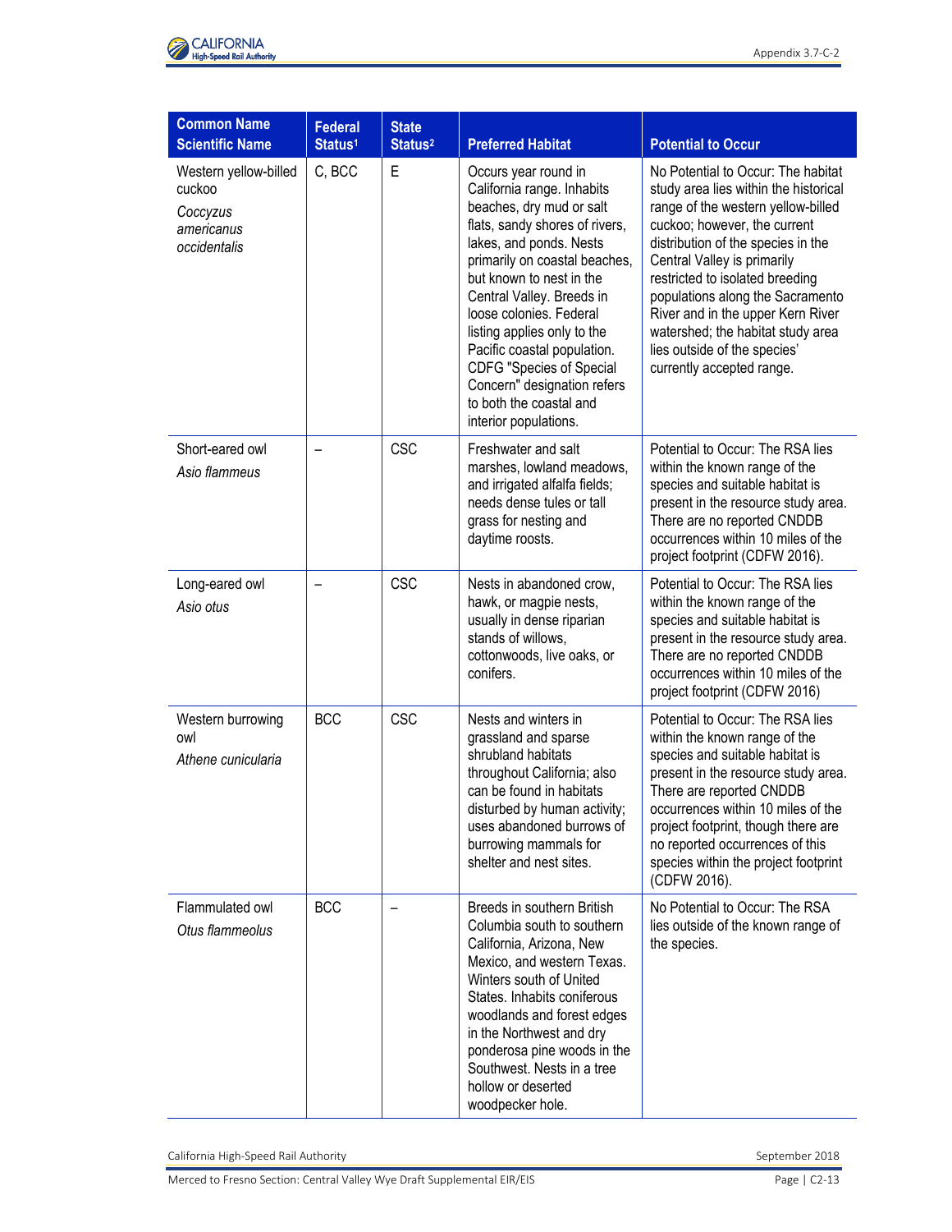| Common Name<br>Scientific Name | Federal Status[1] | State Status[2] | Preferred Habitat | Potential to Occur |
|---|---|---|---|---|
| Western yellow-billed cuckoo<br>*Coccyzus americanus occidentalis* | C, BCC | E | Occurs year round in California range. Inhabits beaches, dry mud or salt flats, sandy shores of rivers, lakes, and ponds. Nests primarily on coastal beaches, but known to nest in the Central Valley. Breeds in loose colonies. Federal listing applies only to the Pacific coastal population. CDFG "Species of Special Concern" designation refers to both the coastal and interior populations. | No Potential to Occur: The habitat study area lies within the historical range of the western yellow-billed cuckoo; however, the current distribution of the species in the Central Valley is primarily restricted to isolated breeding populations along the Sacramento River and in the upper Kern River watershed; the habitat study area lies outside of the species' currently accepted range. |
| Short-eared owl<br>*Asio flammeus* | – | CSC | Freshwater and salt marshes, lowland meadows, and irrigated alfalfa fields; needs dense tules or tall grass for nesting and daytime roosts. | Potential to Occur: The RSA lies within the known range of the species and suitable habitat is present in the resource study area. There are no reported CNDDB occurrences within 10 miles of the project footprint (CDFW 2016). |
| Long-eared owl<br>*Asio otus* | – | CSC | Nests in abandoned crow, hawk, or magpie nests, usually in dense riparian stands of willows, cottonwoods, live oaks, or conifers. | Potential to Occur: The RSA lies within the known range of the species and suitable habitat is present in the resource study area. There are no reported CNDDB occurrences within 10 miles of the project footprint (CDFW 2016) |
| Western burrowing owl<br>*Athene cunicularia* | BCC | CSC | Nests and winters in grassland and sparse shrubland habitats throughout California; also can be found in habitats disturbed by human activity; uses abandoned burrows of burrowing mammals for shelter and nest sites. | Potential to Occur: The RSA lies within the known range of the species and suitable habitat is present in the resource study area. There are reported CNDDB occurrences within 10 miles of the project footprint, though there are no reported occurrences of this species within the project footprint (CDFW 2016). |
| Flammulated owl<br>*Otus flammeolus* | BCC | – | Breeds in southern British Columbia south to southern California, Arizona, New Mexico, and western Texas. Winters south of United States. Inhabits coniferous woodlands and forest edges in the Northwest and dry ponderosa pine woods in the Southwest. Nests in a tree hollow or deserted woodpecker hole. | No Potential to Occur: The RSA lies outside of the known range of the species. |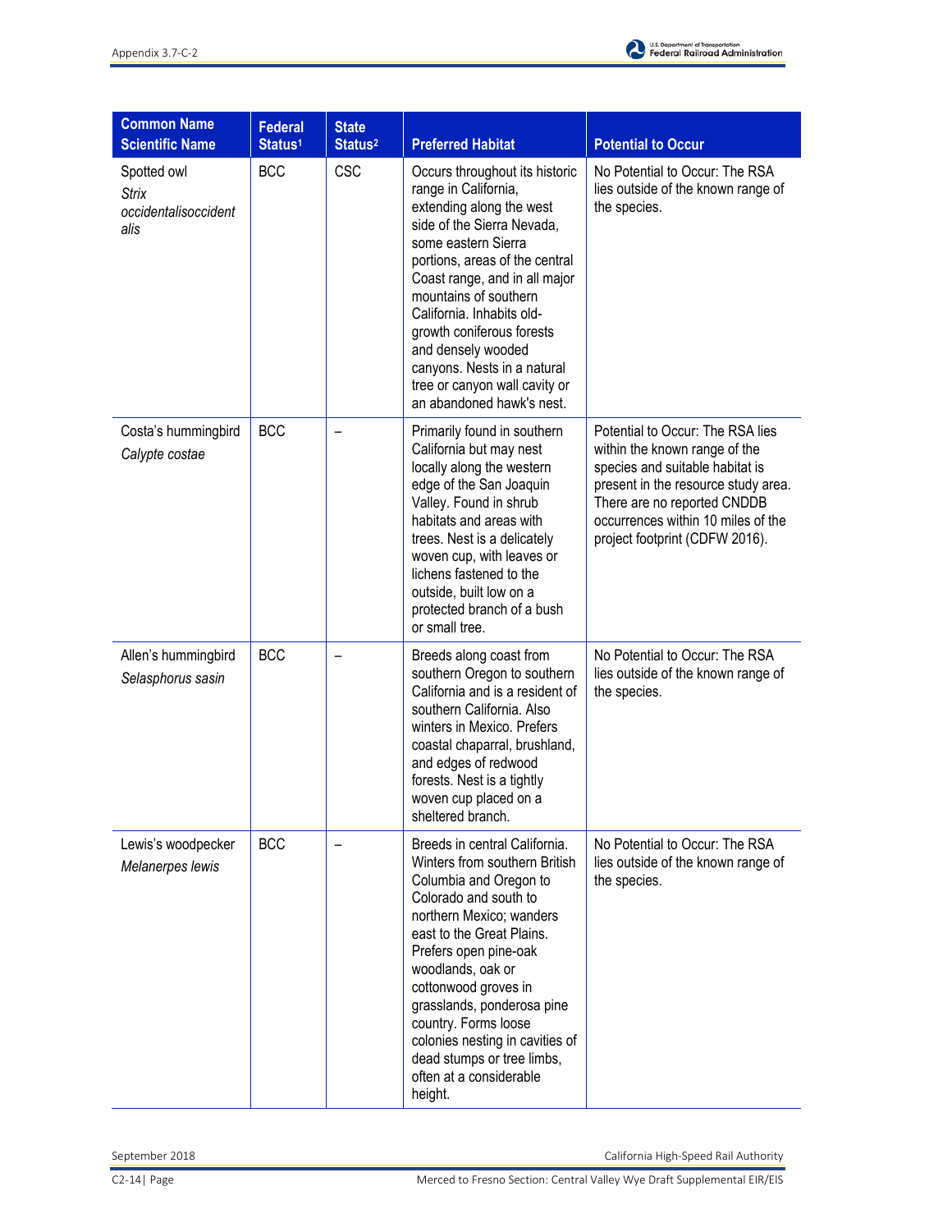| Common Name *Scientific Name* | Federal Status[1] | State Status[2] | Preferred Habitat | Potential to Occur |
|---|---|---|---|---|
| Spotted owl *Strix occidentalisoccidentalis* | BCC | CSC | Occurs throughout its historic range in California, extending along the west side of the Sierra Nevada, some eastern Sierra portions, areas of the central Coast range, and in all major mountains of southern California. Inhabits old-growth coniferous forests and densely wooded canyons. Nests in a natural tree or canyon wall cavity or an abandoned hawk's nest. | No Potential to Occur: The RSA lies outside of the known range of the species. |
| Costa's hummingbird *Calypte costae* | BCC | – | Primarily found in southern California but may nest locally along the western edge of the San Joaquin Valley. Found in shrub habitats and areas with trees. Nest is a delicately woven cup, with leaves or lichens fastened to the outside, built low on a protected branch of a bush or small tree. | Potential to Occur: The RSA lies within the known range of the species and suitable habitat is present in the resource study area. There are no reported CNDDB occurrences within 10 miles of the project footprint (CDFW 2016). |
| Allen's hummingbird *Selasphorus sasin* | BCC | – | Breeds along coast from southern Oregon to southern California and is a resident of southern California. Also winters in Mexico. Prefers coastal chaparral, brushland, and edges of redwood forests. Nest is a tightly woven cup placed on a sheltered branch. | No Potential to Occur: The RSA lies outside of the known range of the species. |
| Lewis's woodpecker *Melanerpes lewis* | BCC | – | Breeds in central California. Winters from southern British Columbia and Oregon to Colorado and south to northern Mexico; wanders east to the Great Plains. Prefers open pine-oak woodlands, oak or cottonwood groves in grasslands, ponderosa pine country. Forms loose colonies nesting in cavities of dead stumps or tree limbs, often at a considerable height. | No Potential to Occur: The RSA lies outside of the known range of the species. |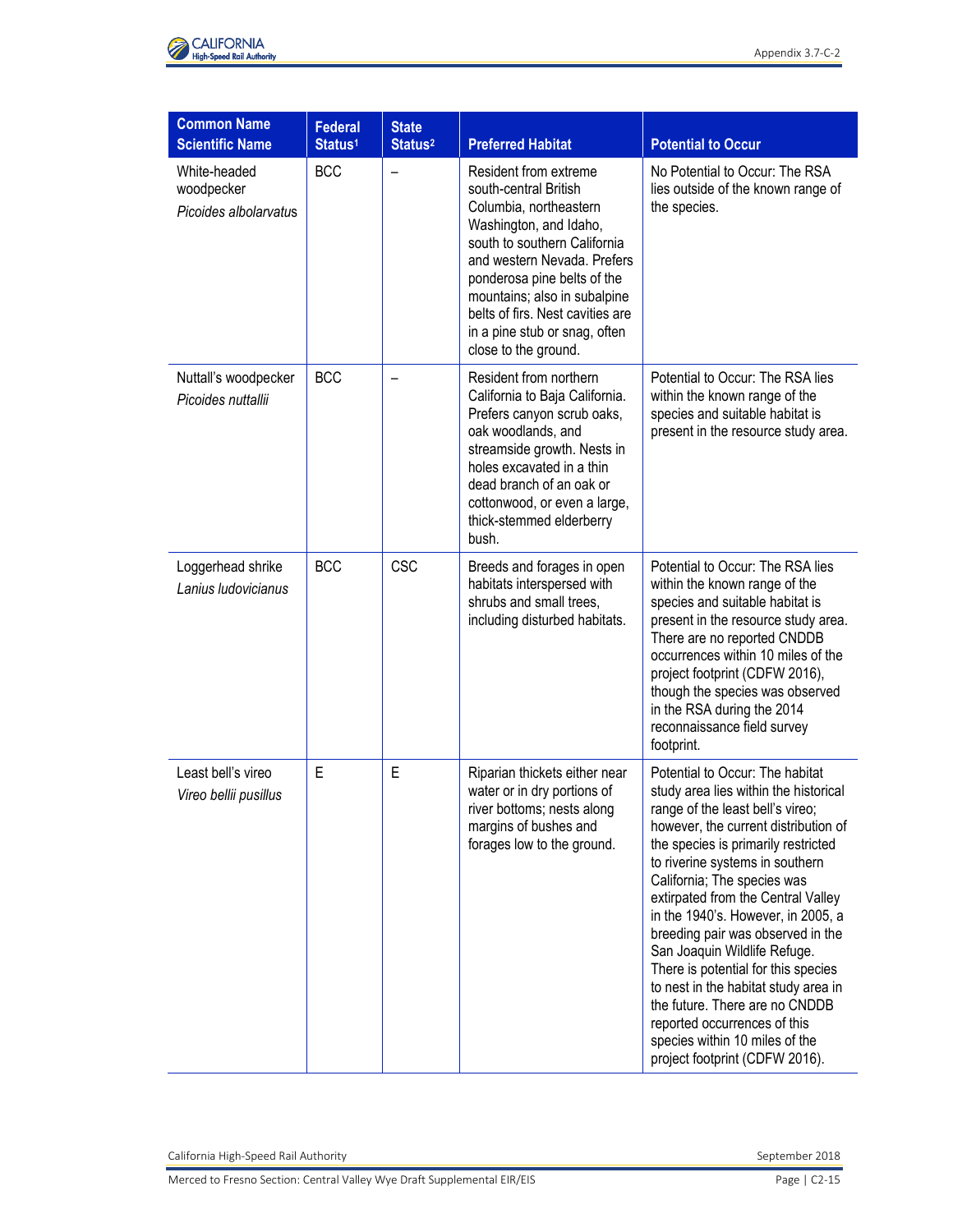| Common Name<br>Scientific Name | Federal Status[1] | State Status[2] | Preferred Habitat | Potential to Occur |
|---|---|---|---|---|
| White-headed woodpecker<br>*Picoides albolarvatus* | BCC | – | Resident from extreme south-central British Columbia, northeastern Washington, and Idaho, south to southern California and western Nevada. Prefers ponderosa pine belts of the mountains; also in subalpine belts of firs. Nest cavities are in a pine stub or snag, often close to the ground. | No Potential to Occur: The RSA lies outside of the known range of the species. |
| Nuttall's woodpecker<br>*Picoides nuttallii* | BCC | – | Resident from northern California to Baja California. Prefers canyon scrub oaks, oak woodlands, and streamside growth. Nests in holes excavated in a thin dead branch of an oak or cottonwood, or even a large, thick-stemmed elderberry bush. | Potential to Occur: The RSA lies within the known range of the species and suitable habitat is present in the resource study area. |
| Loggerhead shrike<br>*Lanius ludovicianus* | BCC | CSC | Breeds and forages in open habitats interspersed with shrubs and small trees, including disturbed habitats. | Potential to Occur: The RSA lies within the known range of the species and suitable habitat is present in the resource study area. There are no reported CNDDB occurrences within 10 miles of the project footprint (CDFW 2016), though the species was observed in the RSA during the 2014 reconnaissance field survey footprint. |
| Least bell's vireo<br>*Vireo bellii pusillus* | E | E | Riparian thickets either near water or in dry portions of river bottoms; nests along margins of bushes and forages low to the ground. | Potential to Occur: The habitat study area lies within the historical range of the least bell's vireo; however, the current distribution of the species is primarily restricted to riverine systems in southern California; The species was extirpated from the Central Valley in the 1940's. However, in 2005, a breeding pair was observed in the San Joaquin Wildlife Refuge. There is potential for this species to nest in the habitat study area in the future. There are no CNDDB reported occurrences of this species within 10 miles of the project footprint (CDFW 2016). |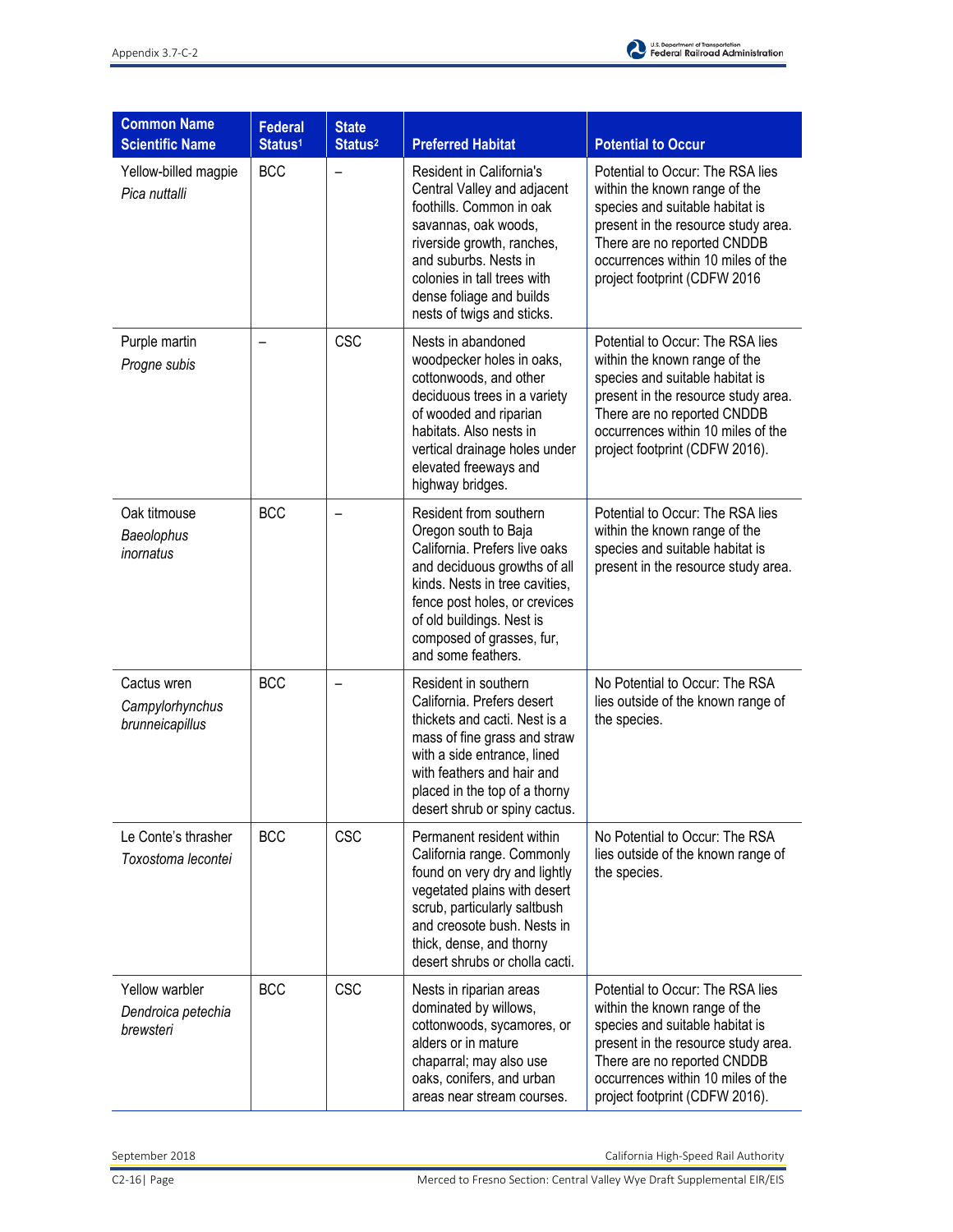| Common Name *Scientific Name* | Federal Status[1] | State Status[2] | Preferred Habitat | Potential to Occur |
|---|---|---|---|---|
| Yellow-billed magpie *Pica nuttalli* | BCC | – | Resident in California's Central Valley and adjacent foothills. Common in oak savannas, oak woods, riverside growth, ranches, and suburbs. Nests in colonies in tall trees with dense foliage and builds nests of twigs and sticks. | Potential to Occur: The RSA lies within the known range of the species and suitable habitat is present in the resource study area. There are no reported CNDDB occurrences within 10 miles of the project footprint (CDFW 2016 |
| Purple martin *Progne subis* | – | CSC | Nests in abandoned woodpecker holes in oaks, cottonwoods, and other deciduous trees in a variety of wooded and riparian habitats. Also nests in vertical drainage holes under elevated freeways and highway bridges. | Potential to Occur: The RSA lies within the known range of the species and suitable habitat is present in the resource study area. There are no reported CNDDB occurrences within 10 miles of the project footprint (CDFW 2016). |
| Oak titmouse *Baeolophus inornatus* | BCC | – | Resident from southern Oregon south to Baja California. Prefers live oaks and deciduous growths of all kinds. Nests in tree cavities, fence post holes, or crevices of old buildings. Nest is composed of grasses, fur, and some feathers. | Potential to Occur: The RSA lies within the known range of the species and suitable habitat is present in the resource study area. |
| Cactus wren *Campylorhynchus brunneicapillus* | BCC | – | Resident in southern California. Prefers desert thickets and cacti. Nest is a mass of fine grass and straw with a side entrance, lined with feathers and hair and placed in the top of a thorny desert shrub or spiny cactus. | No Potential to Occur: The RSA lies outside of the known range of the species. |
| Le Conte's thrasher *Toxostoma lecontei* | BCC | CSC | Permanent resident within California range. Commonly found on very dry and lightly vegetated plains with desert scrub, particularly saltbush and creosote bush. Nests in thick, dense, and thorny desert shrubs or cholla cacti. | No Potential to Occur: The RSA lies outside of the known range of the species. |
| Yellow warbler *Dendroica petechia brewsteri* | BCC | CSC | Nests in riparian areas dominated by willows, cottonwoods, sycamores, or alders or in mature chaparral; may also use oaks, conifers, and urban areas near stream courses. | Potential to Occur: The RSA lies within the known range of the species and suitable habitat is present in the resource study area. There are no reported CNDDB occurrences within 10 miles of the project footprint (CDFW 2016). |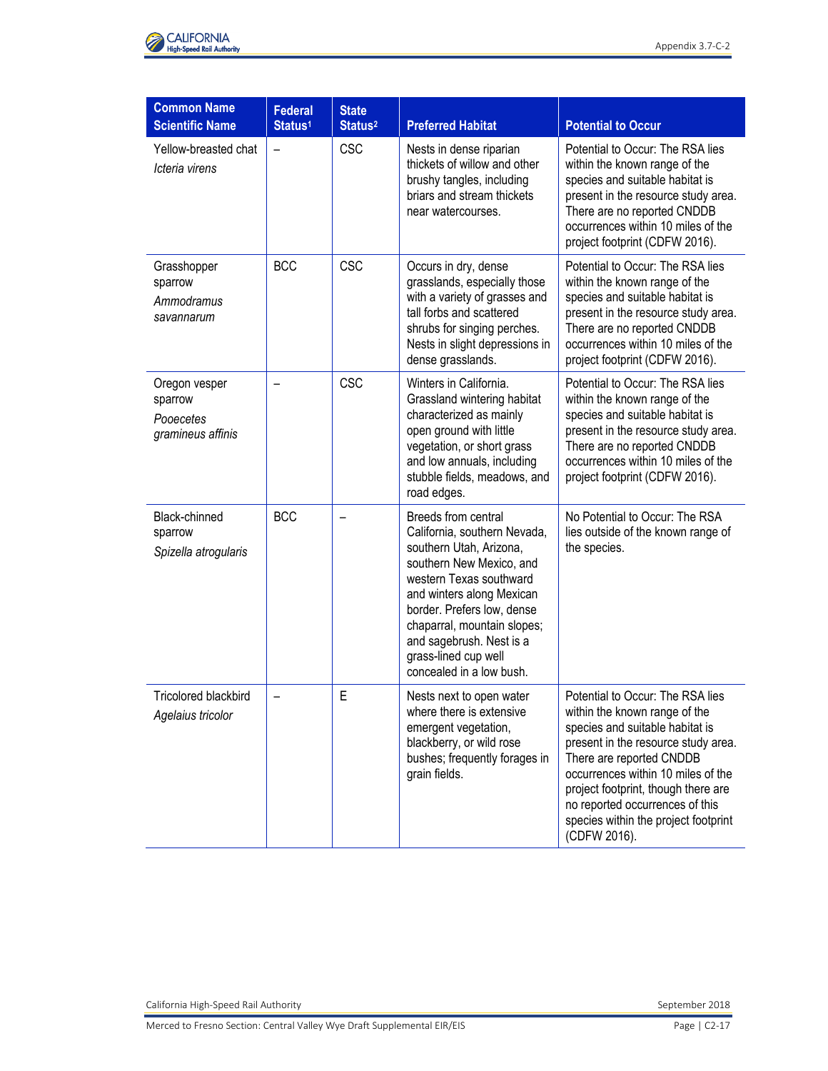| Common Name Scientific Name | Federal Status[1] | State Status[2] | Preferred Habitat | Potential to Occur |
|---|---|---|---|---|
| Yellow-breasted chat *Icteria virens* | – | CSC | Nests in dense riparian thickets of willow and other brushy tangles, including briars and stream thickets near watercourses. | Potential to Occur: The RSA lies within the known range of the species and suitable habitat is present in the resource study area. There are no reported CNDDB occurrences within 10 miles of the project footprint (CDFW 2016). |
| Grasshopper sparrow *Ammodramus savannarum* | BCC | CSC | Occurs in dry, dense grasslands, especially those with a variety of grasses and tall forbs and scattered shrubs for singing perches. Nests in slight depressions in dense grasslands. | Potential to Occur: The RSA lies within the known range of the species and suitable habitat is present in the resource study area. There are no reported CNDDB occurrences within 10 miles of the project footprint (CDFW 2016). |
| Oregon vesper sparrow *Pooecetes gramineus affinis* | – | CSC | Winters in California. Grassland wintering habitat characterized as mainly open ground with little vegetation, or short grass and low annuals, including stubble fields, meadows, and road edges. | Potential to Occur: The RSA lies within the known range of the species and suitable habitat is present in the resource study area. There are no reported CNDDB occurrences within 10 miles of the project footprint (CDFW 2016). |
| Black-chinned sparrow *Spizella atrogularis* | BCC | – | Breeds from central California, southern Nevada, southern Utah, Arizona, southern New Mexico, and western Texas southward and winters along Mexican border. Prefers low, dense chaparral, mountain slopes; and sagebrush. Nest is a grass-lined cup well concealed in a low bush. | No Potential to Occur: The RSA lies outside of the known range of the species. |
| Tricolored blackbird *Agelaius tricolor* | – | E | Nests next to open water where there is extensive emergent vegetation, blackberry, or wild rose bushes; frequently forages in grain fields. | Potential to Occur: The RSA lies within the known range of the species and suitable habitat is present in the resource study area. There are reported CNDDB occurrences within 10 miles of the project footprint, though there are no reported occurrences of this species within the project footprint (CDFW 2016). |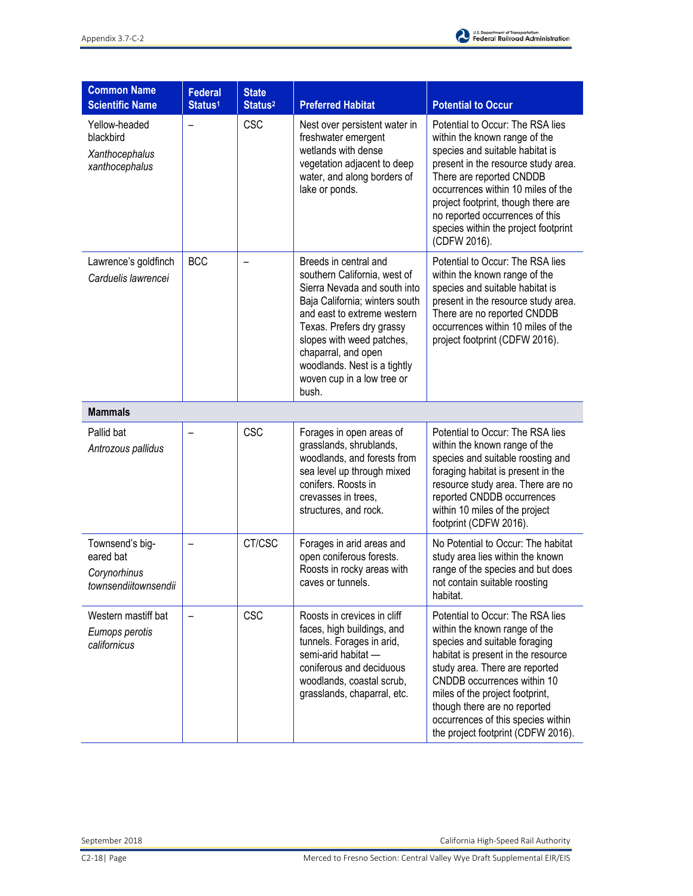| Common Name<br>Scientific Name | Federal Status[1] | State Status[2] | Preferred Habitat | Potential to Occur |
|---|---|---|---|---|
| Yellow-headed blackbird<br>*Xanthocephalus xanthocephalus* | – | CSC | Nest over persistent water in freshwater emergent wetlands with dense vegetation adjacent to deep water, and along borders of lake or ponds. | Potential to Occur: The RSA lies within the known range of the species and suitable habitat is present in the resource study area. There are reported CNDDB occurrences within 10 miles of the project footprint, though there are no reported occurrences of this species within the project footprint (CDFW 2016). |
| Lawrence's goldfinch<br>*Carduelis lawrencei* | BCC | – | Breeds in central and southern California, west of Sierra Nevada and south into Baja California; winters south and east to extreme western Texas. Prefers dry grassy slopes with weed patches, chaparral, and open woodlands. Nest is a tightly woven cup in a low tree or bush. | Potential to Occur: The RSA lies within the known range of the species and suitable habitat is present in the resource study area. There are no reported CNDDB occurrences within 10 miles of the project footprint (CDFW 2016). |
| **Mammals** | | | | |
| Pallid bat<br>*Antrozous pallidus* | – | CSC | Forages in open areas of grasslands, shrublands, woodlands, and forests from sea level up through mixed conifers. Roosts in crevasses in trees, structures, and rock. | Potential to Occur: The RSA lies within the known range of the species and suitable roosting and foraging habitat is present in the resource study area. There are no reported CNDDB occurrences within 10 miles of the project footprint (CDFW 2016). |
| Townsend's big-eared bat<br>*Corynorhinus townsendiitownsendii* | – | CT/CSC | Forages in arid areas and open coniferous forests. Roosts in rocky areas with caves or tunnels. | No Potential to Occur: The habitat study area lies within the known range of the species and but does not contain suitable roosting habitat. |
| Western mastiff bat<br>*Eumops perotis californicus* | – | CSC | Roosts in crevices in cliff faces, high buildings, and tunnels. Forages in arid, semi-arid habitat — coniferous and deciduous woodlands, coastal scrub, grasslands, chaparral, etc. | Potential to Occur: The RSA lies within the known range of the species and suitable foraging habitat is present in the resource study area. There are reported CNDDB occurrences within 10 miles of the project footprint, though there are no reported occurrences of this species within the project footprint (CDFW 2016). |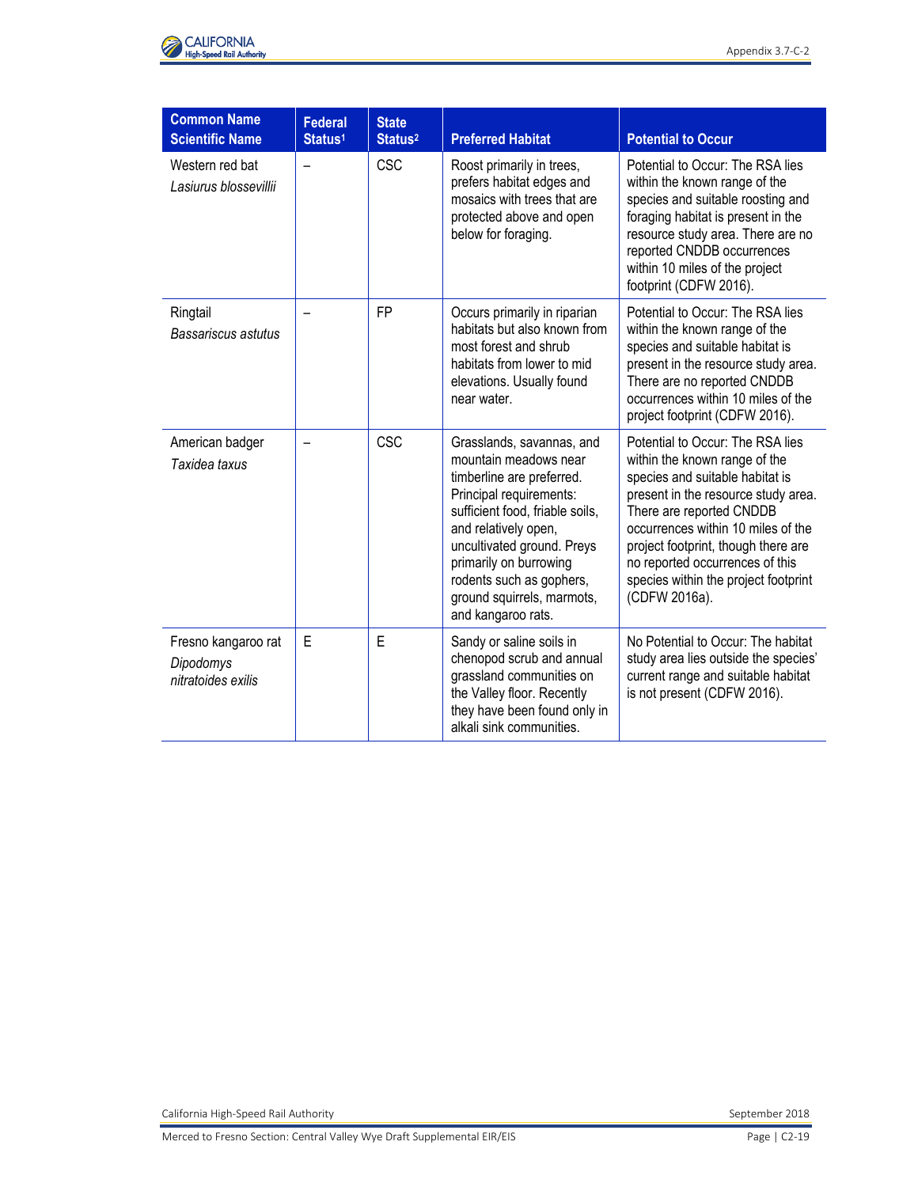| Common Name<br>Scientific Name | Federal Status[1] | State Status[2] | Preferred Habitat | Potential to Occur |
|---|---|---|---|---|
| Western red bat<br>*Lasiurus blossevillii* | – | CSC | Roost primarily in trees, prefers habitat edges and mosaics with trees that are protected above and open below for foraging. | Potential to Occur: The RSA lies within the known range of the species and suitable roosting and foraging habitat is present in the resource study area. There are no reported CNDDB occurrences within 10 miles of the project footprint (CDFW 2016). |
| Ringtail<br>*Bassariscus astutus* | – | FP | Occurs primarily in riparian habitats but also known from most forest and shrub habitats from lower to mid elevations. Usually found near water. | Potential to Occur: The RSA lies within the known range of the species and suitable habitat is present in the resource study area. There are no reported CNDDB occurrences within 10 miles of the project footprint (CDFW 2016). |
| American badger<br>*Taxidea taxus* | – | CSC | Grasslands, savannas, and mountain meadows near timberline are preferred. Principal requirements: sufficient food, friable soils, and relatively open, uncultivated ground. Preys primarily on burrowing rodents such as gophers, ground squirrels, marmots, and kangaroo rats. | Potential to Occur: The RSA lies within the known range of the species and suitable habitat is present in the resource study area. There are reported CNDDB occurrences within 10 miles of the project footprint, though there are no reported occurrences of this species within the project footprint (CDFW 2016a). |
| Fresno kangaroo rat<br>*Dipodomys nitratoides exilis* | E | E | Sandy or saline soils in chenopod scrub and annual grassland communities on the Valley floor. Recently they have been found only in alkali sink communities. | No Potential to Occur: The habitat study area lies outside the species' current range and suitable habitat is not present (CDFW 2016). |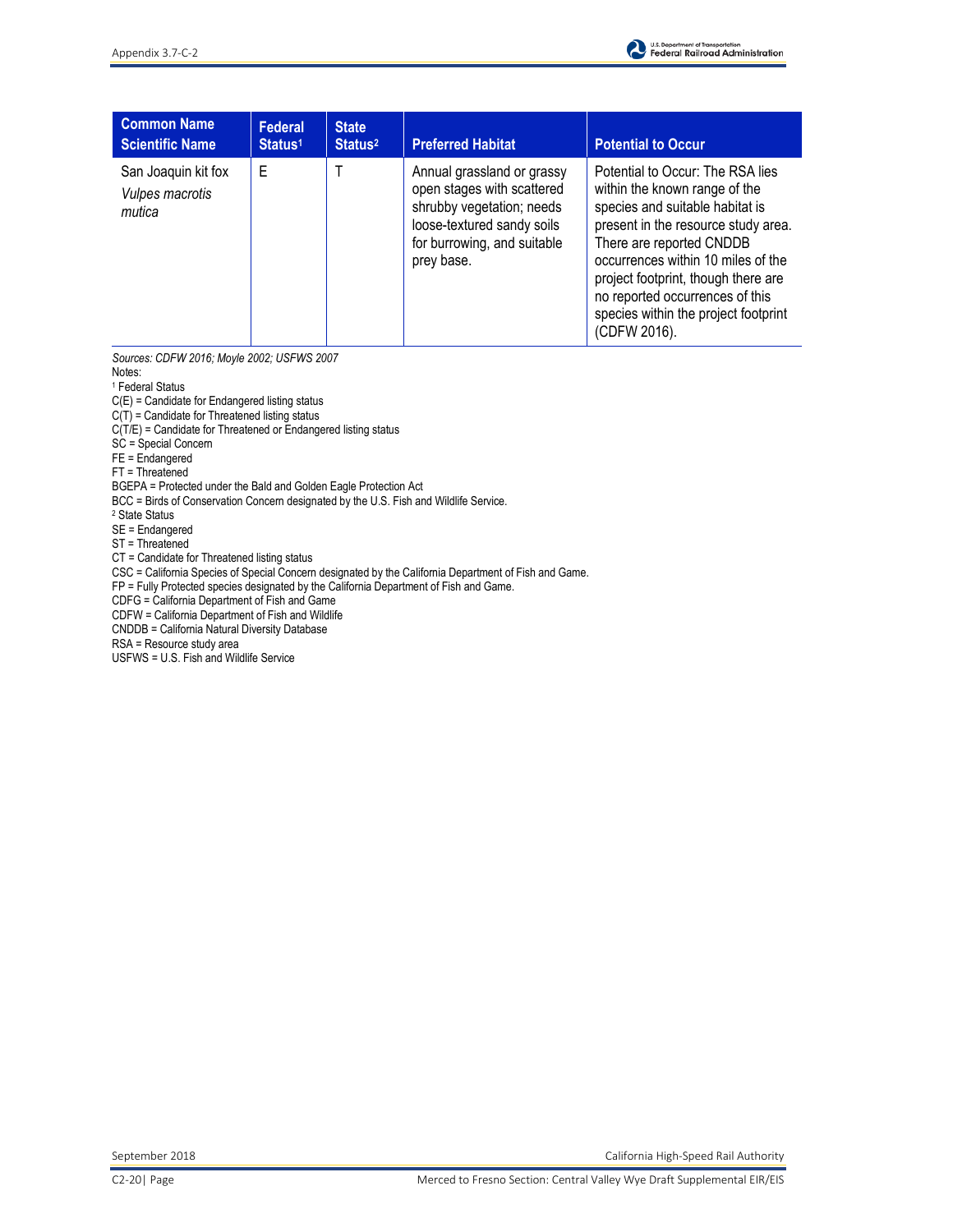| Common Name<br>Scientific Name | Federal Status[1] | State Status[2] | Preferred Habitat | Potential to Occur |
|---|---|---|---|---|
| San Joaquin kit fox<br>*Vulpes macrotis mutica* | E | T | Annual grassland or grassy open stages with scattered shrubby vegetation; needs loose-textured sandy soils for burrowing, and suitable prey base. | Potential to Occur: The RSA lies within the known range of the species and suitable habitat is present in the resource study area. There are reported CNDDB occurrences within 10 miles of the project footprint, though there are no reported occurrences of this species within the project footprint (CDFW 2016). |

*Sources: CDFW 2016; Moyle 2002; USFWS 2007*

Notes:

[1] Federal Status

C(E) = Candidate for Endangered listing status

C(T) = Candidate for Threatened listing status

C(T/E) = Candidate for Threatened or Endangered listing status

SC = Special Concern

FE = Endangered

FT = Threatened

BGEPA = Protected under the Bald and Golden Eagle Protection Act

BCC = Birds of Conservation Concern designated by the U.S. Fish and Wildlife Service.

[2] State Status

SE = Endangered

ST = Threatened

CT = Candidate for Threatened listing status

CSC = California Species of Special Concern designated by the California Department of Fish and Game.

FP = Fully Protected species designated by the California Department of Fish and Game.

CDFG = California Department of Fish and Game

CDFW = California Department of Fish and Wildlife

CNDDB = California Natural Diversity Database

RSA = Resource study area

USFWS = U.S. Fish and Wildlife Service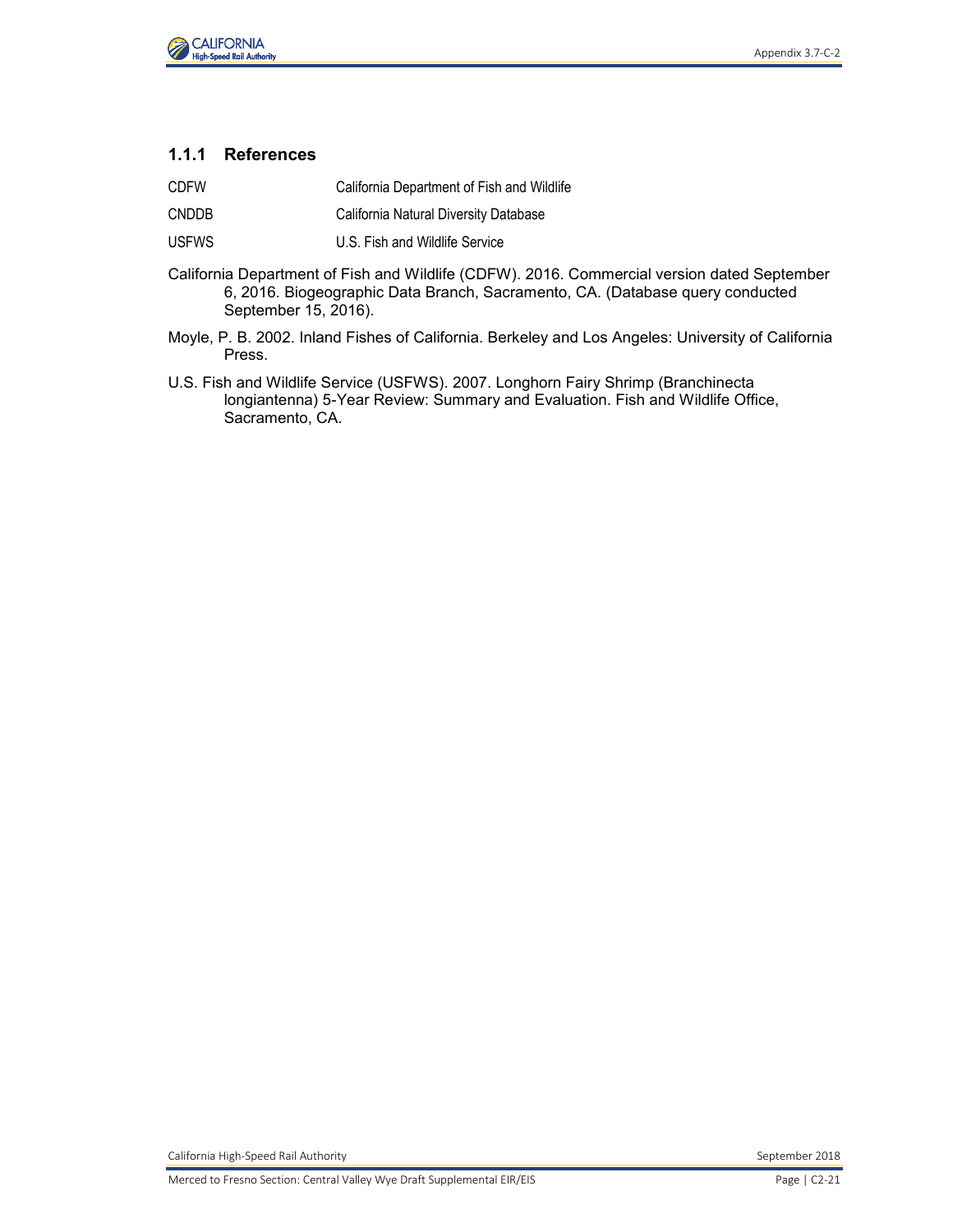### 1.1.1 References

| | |
|---|---|
| CDFW | California Department of Fish and Wildlife |
| CNDDB | California Natural Diversity Database |
| USFWS | U.S. Fish and Wildlife Service |

California Department of Fish and Wildlife (CDFW). 2016. Commercial version dated September 6, 2016. Biogeographic Data Branch, Sacramento, CA. (Database query conducted September 15, 2016).

Moyle, P. B. 2002. Inland Fishes of California. Berkeley and Los Angeles: University of California Press.

U.S. Fish and Wildlife Service (USFWS). 2007. Longhorn Fairy Shrimp (Branchinecta longiantenna) 5-Year Review: Summary and Evaluation. Fish and Wildlife Office, Sacramento, CA.